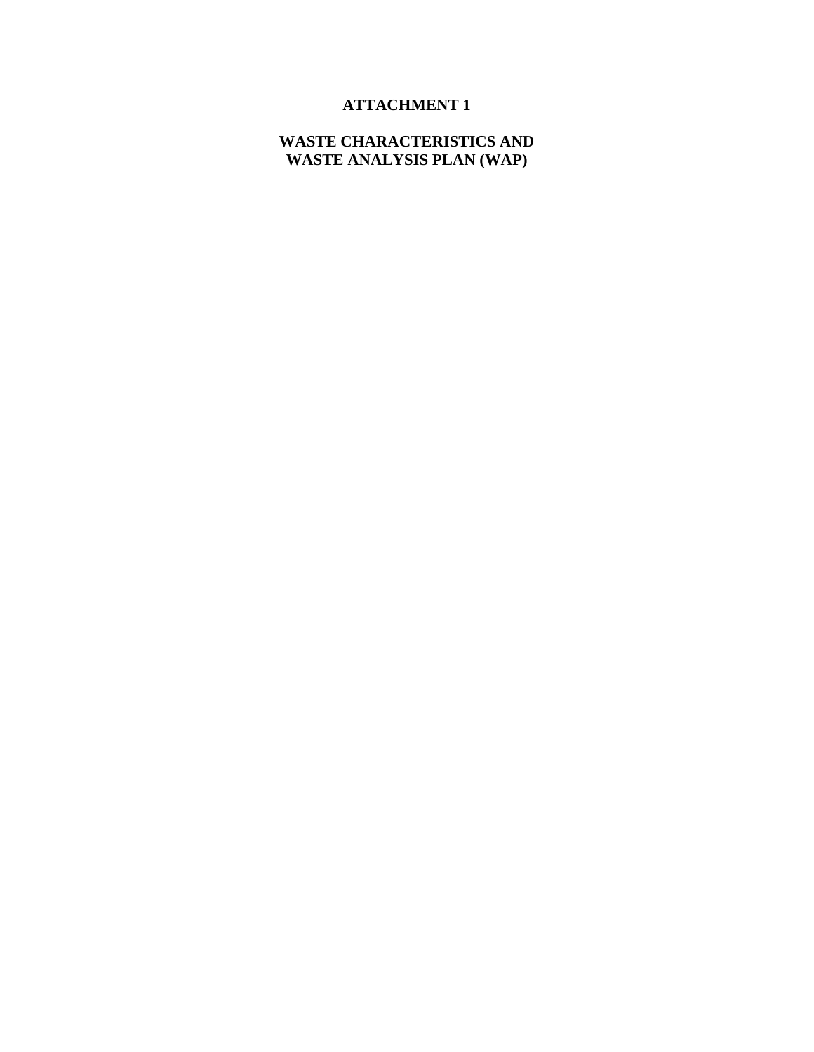# ATTACHMENT 1

## WASTE CHARACTERISTICS AND WASTE ANALYSIS PLAN (WAP)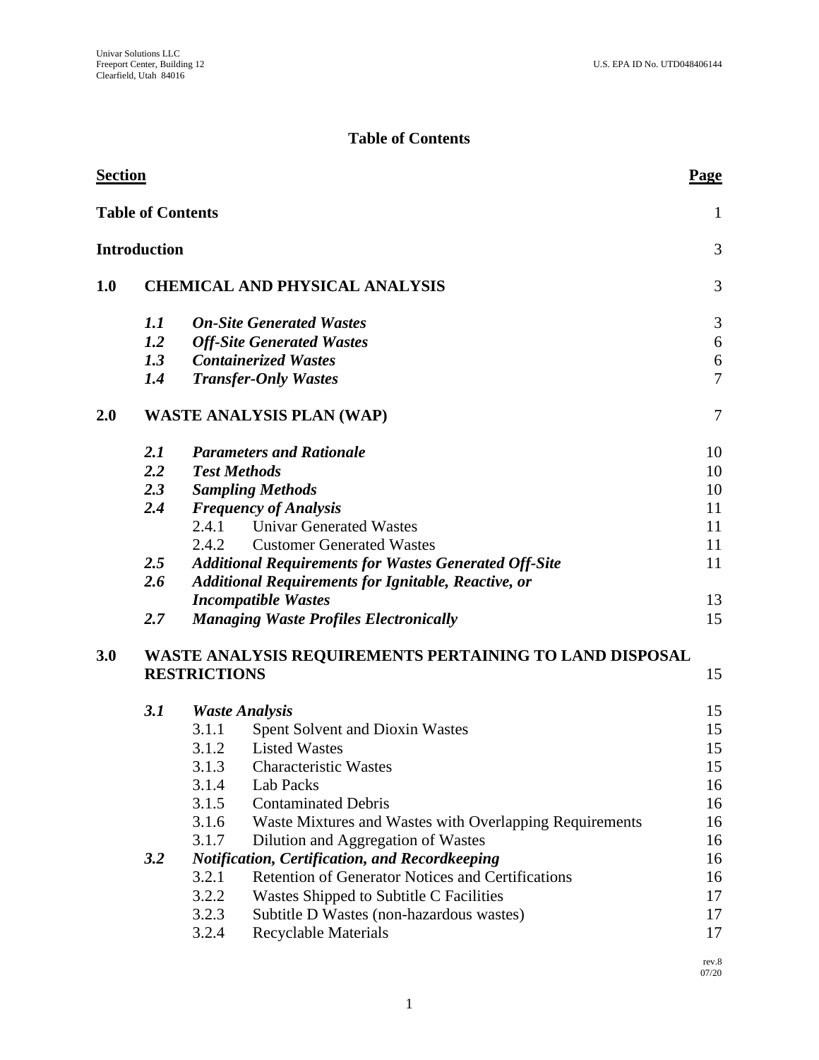## Table of Contents

| Section | | | | Page |
|---|---|---|---|---|
| **Table of Contents** | | | | 1 |
| **Introduction** | | | | 3 |
| **1.0** | **CHEMICAL AND PHYSICAL ANALYSIS** | | | 3 |
| | ***1.1*** | ***On-Site Generated Wastes*** | | 3 |
| | ***1.2*** | ***Off-Site Generated Wastes*** | | 6 |
| | ***1.3*** | ***Containerized Wastes*** | | 6 |
| | ***1.4*** | ***Transfer-Only Wastes*** | | 7 |
| **2.0** | **WASTE ANALYSIS PLAN (WAP)** | | | 7 |
| | ***2.1*** | ***Parameters and Rationale*** | | 10 |
| | ***2.2*** | ***Test Methods*** | | 10 |
| | ***2.3*** | ***Sampling Methods*** | | 10 |
| | ***2.4*** | ***Frequency of Analysis*** | | 11 |
| | | 2.4.1 | Univar Generated Wastes | 11 |
| | | 2.4.2 | Customer Generated Wastes | 11 |
| | ***2.5*** | ***Additional Requirements for Wastes Generated Off-Site*** | | 11 |
| | ***2.6*** | ***Additional Requirements for Ignitable, Reactive, or Incompatible Wastes*** | | 13 |
| | ***2.7*** | ***Managing Waste Profiles Electronically*** | | 15 |
| **3.0** | **WASTE ANALYSIS REQUIREMENTS PERTAINING TO LAND DISPOSAL RESTRICTIONS** | | | 15 |
| | ***3.1*** | ***Waste Analysis*** | | 15 |
| | | 3.1.1 | Spent Solvent and Dioxin Wastes | 15 |
| | | 3.1.2 | Listed Wastes | 15 |
| | | 3.1.3 | Characteristic Wastes | 15 |
| | | 3.1.4 | Lab Packs | 16 |
| | | 3.1.5 | Contaminated Debris | 16 |
| | | 3.1.6 | Waste Mixtures and Wastes with Overlapping Requirements | 16 |
| | | 3.1.7 | Dilution and Aggregation of Wastes | 16 |
| | ***3.2*** | ***Notification, Certification, and Recordkeeping*** | | 16 |
| | | 3.2.1 | Retention of Generator Notices and Certifications | 16 |
| | | 3.2.2 | Wastes Shipped to Subtitle C Facilities | 17 |
| | | 3.2.3 | Subtitle D Wastes (non-hazardous wastes) | 17 |
| | | 3.2.4 | Recyclable Materials | 17 |

rev.8
07/20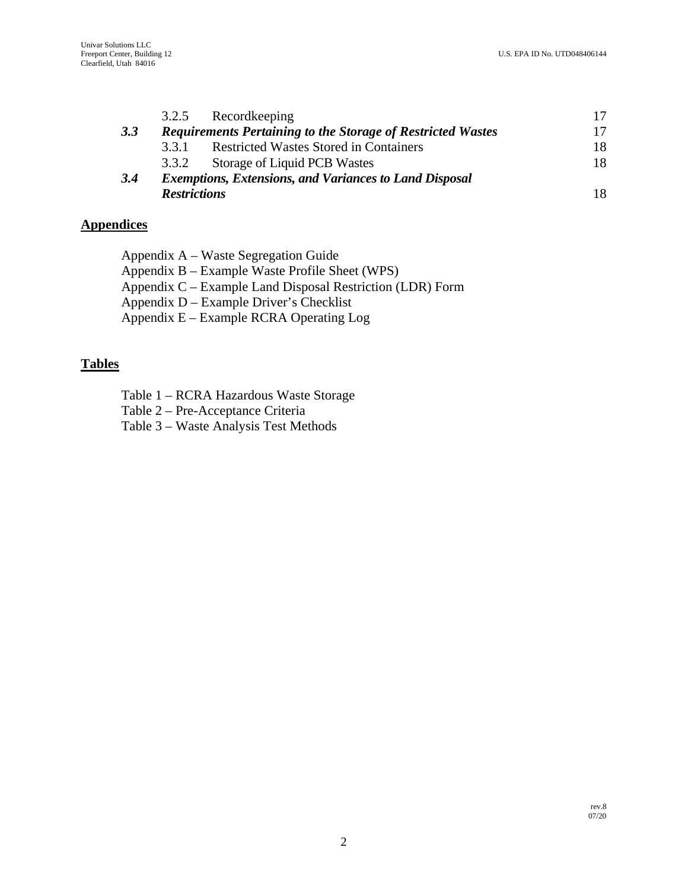3.2.5 Recordkeeping 17

***3.3 Requirements Pertaining to the Storage of Restricted Wastes*** 17

3.3.1 Restricted Wastes Stored in Containers 18

3.3.2 Storage of Liquid PCB Wastes 18

***3.4 Exemptions, Extensions, and Variances to Land Disposal Restrictions*** 18

## Appendices

Appendix A – Waste Segregation Guide
Appendix B – Example Waste Profile Sheet (WPS)
Appendix C – Example Land Disposal Restriction (LDR) Form
Appendix D – Example Driver's Checklist
Appendix E – Example RCRA Operating Log

## Tables

Table 1 – RCRA Hazardous Waste Storage
Table 2 – Pre-Acceptance Criteria
Table 3 – Waste Analysis Test Methods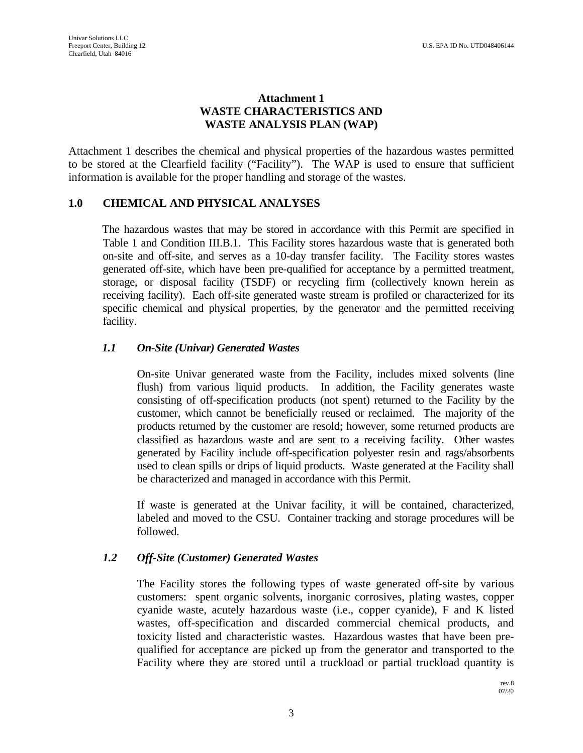# Attachment 1
# WASTE CHARACTERISTICS AND WASTE ANALYSIS PLAN (WAP)

Attachment 1 describes the chemical and physical properties of the hazardous wastes permitted to be stored at the Clearfield facility ("Facility"). The WAP is used to ensure that sufficient information is available for the proper handling and storage of the wastes.

## 1.0 CHEMICAL AND PHYSICAL ANALYSES

The hazardous wastes that may be stored in accordance with this Permit are specified in Table 1 and Condition III.B.1. This Facility stores hazardous waste that is generated both on-site and off-site, and serves as a 10-day transfer facility. The Facility stores wastes generated off-site, which have been pre-qualified for acceptance by a permitted treatment, storage, or disposal facility (TSDF) or recycling firm (collectively known herein as receiving facility). Each off-site generated waste stream is profiled or characterized for its specific chemical and physical properties, by the generator and the permitted receiving facility.

### *1.1 On-Site (Univar) Generated Wastes*

On-site Univar generated waste from the Facility, includes mixed solvents (line flush) from various liquid products. In addition, the Facility generates waste consisting of off-specification products (not spent) returned to the Facility by the customer, which cannot be beneficially reused or reclaimed. The majority of the products returned by the customer are resold; however, some returned products are classified as hazardous waste and are sent to a receiving facility. Other wastes generated by Facility include off-specification polyester resin and rags/absorbents used to clean spills or drips of liquid products. Waste generated at the Facility shall be characterized and managed in accordance with this Permit.

If waste is generated at the Univar facility, it will be contained, characterized, labeled and moved to the CSU. Container tracking and storage procedures will be followed.

### *1.2 Off-Site (Customer) Generated Wastes*

The Facility stores the following types of waste generated off-site by various customers: spent organic solvents, inorganic corrosives, plating wastes, copper cyanide waste, acutely hazardous waste (i.e., copper cyanide), F and K listed wastes, off-specification and discarded commercial chemical products, and toxicity listed and characteristic wastes. Hazardous wastes that have been pre-qualified for acceptance are picked up from the generator and transported to the Facility where they are stored until a truckload or partial truckload quantity is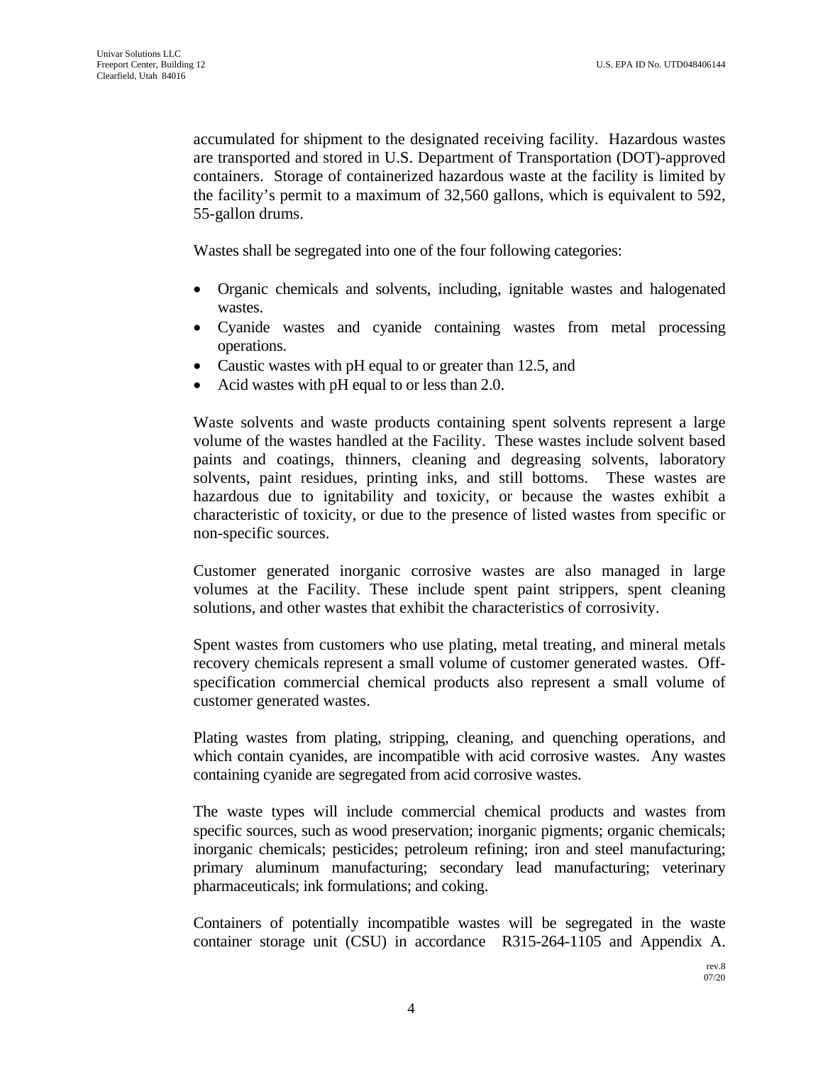accumulated for shipment to the designated receiving facility. Hazardous wastes are transported and stored in U.S. Department of Transportation (DOT)-approved containers. Storage of containerized hazardous waste at the facility is limited by the facility's permit to a maximum of 32,560 gallons, which is equivalent to 592, 55-gallon drums.

Wastes shall be segregated into one of the four following categories:

- Organic chemicals and solvents, including, ignitable wastes and halogenated wastes.
- Cyanide wastes and cyanide containing wastes from metal processing operations.
- Caustic wastes with pH equal to or greater than 12.5, and
- Acid wastes with pH equal to or less than 2.0.

Waste solvents and waste products containing spent solvents represent a large volume of the wastes handled at the Facility. These wastes include solvent based paints and coatings, thinners, cleaning and degreasing solvents, laboratory solvents, paint residues, printing inks, and still bottoms. These wastes are hazardous due to ignitability and toxicity, or because the wastes exhibit a characteristic of toxicity, or due to the presence of listed wastes from specific or non-specific sources.

Customer generated inorganic corrosive wastes are also managed in large volumes at the Facility. These include spent paint strippers, spent cleaning solutions, and other wastes that exhibit the characteristics of corrosivity.

Spent wastes from customers who use plating, metal treating, and mineral metals recovery chemicals represent a small volume of customer generated wastes. Off-specification commercial chemical products also represent a small volume of customer generated wastes.

Plating wastes from plating, stripping, cleaning, and quenching operations, and which contain cyanides, are incompatible with acid corrosive wastes. Any wastes containing cyanide are segregated from acid corrosive wastes.

The waste types will include commercial chemical products and wastes from specific sources, such as wood preservation; inorganic pigments; organic chemicals; inorganic chemicals; pesticides; petroleum refining; iron and steel manufacturing; primary aluminum manufacturing; secondary lead manufacturing; veterinary pharmaceuticals; ink formulations; and coking.

Containers of potentially incompatible wastes will be segregated in the waste container storage unit (CSU) in accordance R315-264-1105 and Appendix A.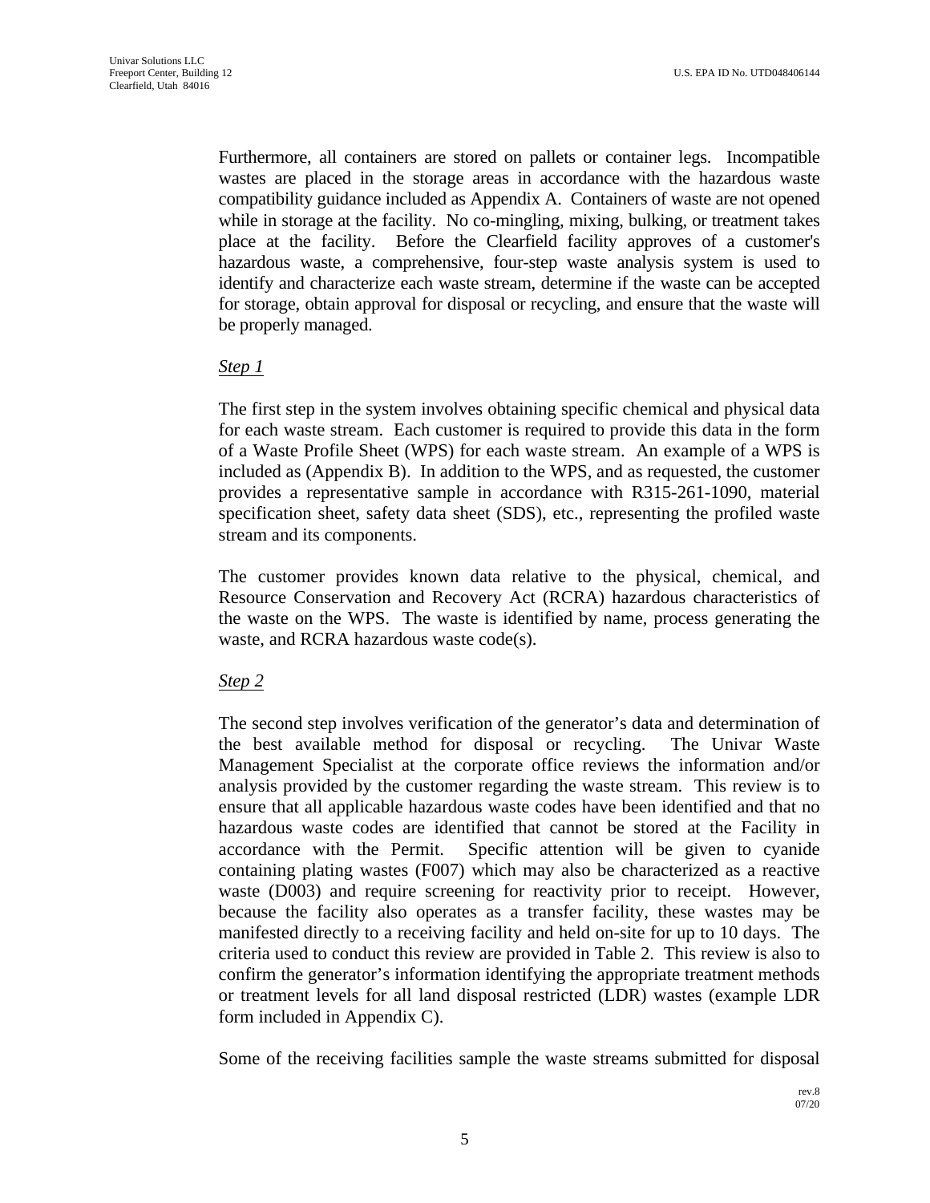Furthermore, all containers are stored on pallets or container legs. Incompatible wastes are placed in the storage areas in accordance with the hazardous waste compatibility guidance included as Appendix A. Containers of waste are not opened while in storage at the facility. No co-mingling, mixing, bulking, or treatment takes place at the facility. Before the Clearfield facility approves of a customer's hazardous waste, a comprehensive, four-step waste analysis system is used to identify and characterize each waste stream, determine if the waste can be accepted for storage, obtain approval for disposal or recycling, and ensure that the waste will be properly managed.

*Step 1*

The first step in the system involves obtaining specific chemical and physical data for each waste stream. Each customer is required to provide this data in the form of a Waste Profile Sheet (WPS) for each waste stream. An example of a WPS is included as (Appendix B). In addition to the WPS, and as requested, the customer provides a representative sample in accordance with R315-261-1090, material specification sheet, safety data sheet (SDS), etc., representing the profiled waste stream and its components.

The customer provides known data relative to the physical, chemical, and Resource Conservation and Recovery Act (RCRA) hazardous characteristics of the waste on the WPS. The waste is identified by name, process generating the waste, and RCRA hazardous waste code(s).

*Step 2*

The second step involves verification of the generator's data and determination of the best available method for disposal or recycling. The Univar Waste Management Specialist at the corporate office reviews the information and/or analysis provided by the customer regarding the waste stream. This review is to ensure that all applicable hazardous waste codes have been identified and that no hazardous waste codes are identified that cannot be stored at the Facility in accordance with the Permit. Specific attention will be given to cyanide containing plating wastes (F007) which may also be characterized as a reactive waste (D003) and require screening for reactivity prior to receipt. However, because the facility also operates as a transfer facility, these wastes may be manifested directly to a receiving facility and held on-site for up to 10 days. The criteria used to conduct this review are provided in Table 2. This review is also to confirm the generator's information identifying the appropriate treatment methods or treatment levels for all land disposal restricted (LDR) wastes (example LDR form included in Appendix C).

Some of the receiving facilities sample the waste streams submitted for disposal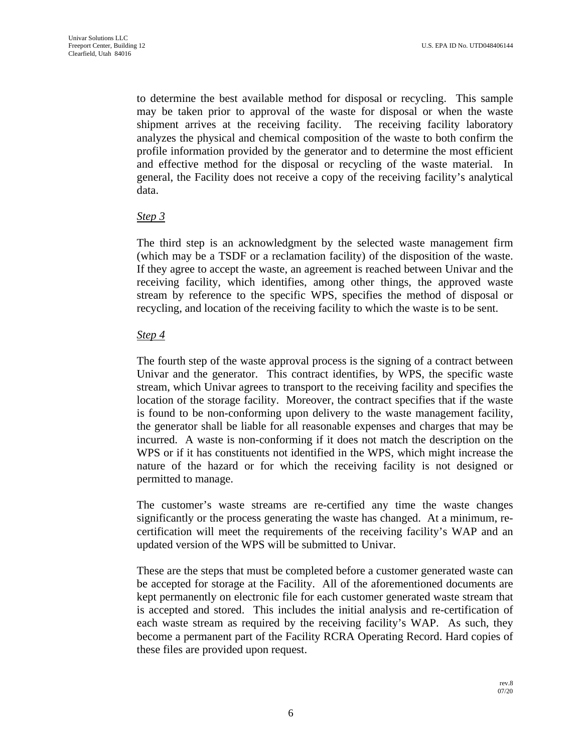to determine the best available method for disposal or recycling. This sample may be taken prior to approval of the waste for disposal or when the waste shipment arrives at the receiving facility. The receiving facility laboratory analyzes the physical and chemical composition of the waste to both confirm the profile information provided by the generator and to determine the most efficient and effective method for the disposal or recycling of the waste material. In general, the Facility does not receive a copy of the receiving facility's analytical data.

*Step 3*

The third step is an acknowledgment by the selected waste management firm (which may be a TSDF or a reclamation facility) of the disposition of the waste. If they agree to accept the waste, an agreement is reached between Univar and the receiving facility, which identifies, among other things, the approved waste stream by reference to the specific WPS, specifies the method of disposal or recycling, and location of the receiving facility to which the waste is to be sent.

*Step 4*

The fourth step of the waste approval process is the signing of a contract between Univar and the generator. This contract identifies, by WPS, the specific waste stream, which Univar agrees to transport to the receiving facility and specifies the location of the storage facility. Moreover, the contract specifies that if the waste is found to be non-conforming upon delivery to the waste management facility, the generator shall be liable for all reasonable expenses and charges that may be incurred. A waste is non-conforming if it does not match the description on the WPS or if it has constituents not identified in the WPS, which might increase the nature of the hazard or for which the receiving facility is not designed or permitted to manage.

The customer's waste streams are re-certified any time the waste changes significantly or the process generating the waste has changed. At a minimum, re-certification will meet the requirements of the receiving facility's WAP and an updated version of the WPS will be submitted to Univar.

These are the steps that must be completed before a customer generated waste can be accepted for storage at the Facility. All of the aforementioned documents are kept permanently on electronic file for each customer generated waste stream that is accepted and stored. This includes the initial analysis and re-certification of each waste stream as required by the receiving facility's WAP. As such, they become a permanent part of the Facility RCRA Operating Record. Hard copies of these files are provided upon request.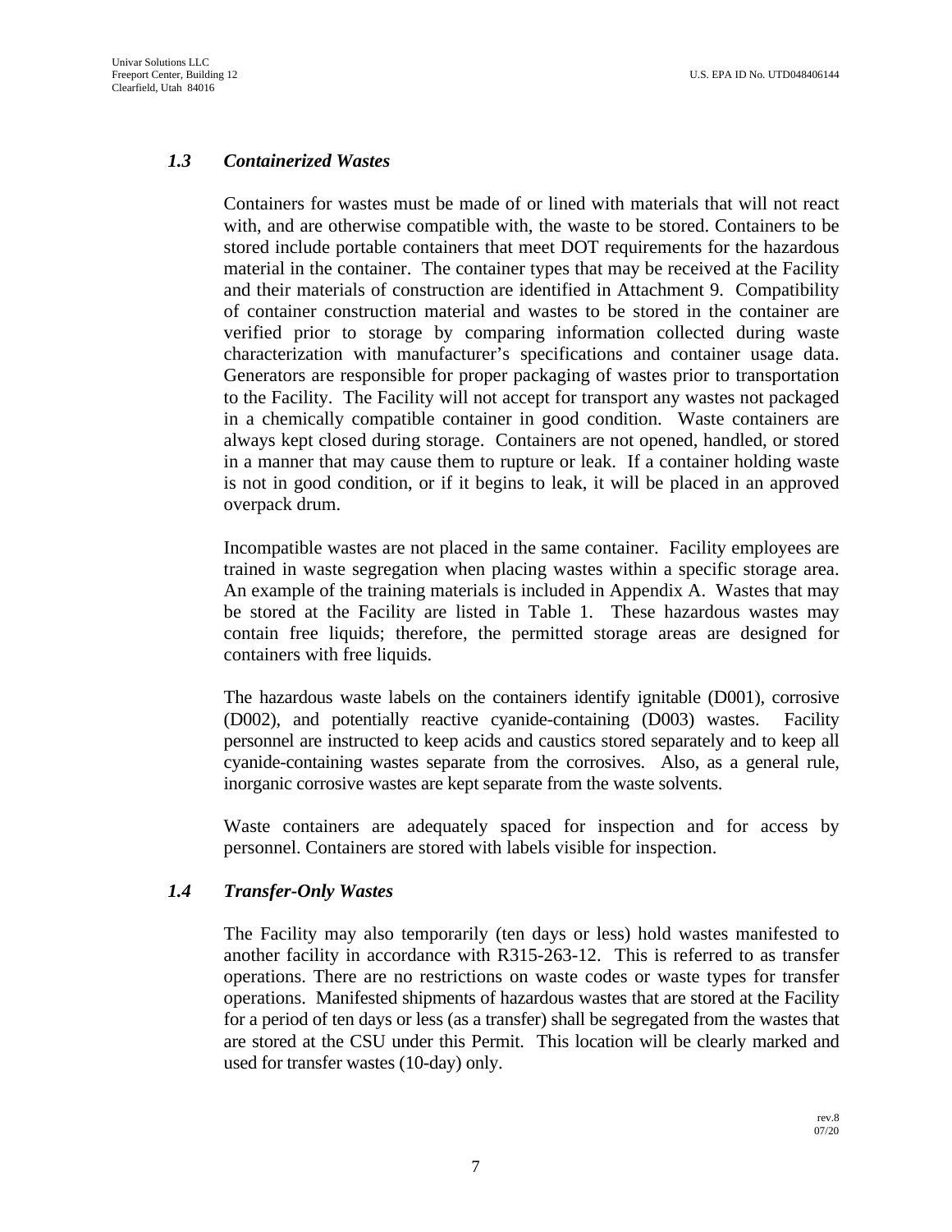### *1.3 Containerized Wastes*

Containers for wastes must be made of or lined with materials that will not react with, and are otherwise compatible with, the waste to be stored. Containers to be stored include portable containers that meet DOT requirements for the hazardous material in the container. The container types that may be received at the Facility and their materials of construction are identified in Attachment 9. Compatibility of container construction material and wastes to be stored in the container are verified prior to storage by comparing information collected during waste characterization with manufacturer's specifications and container usage data. Generators are responsible for proper packaging of wastes prior to transportation to the Facility. The Facility will not accept for transport any wastes not packaged in a chemically compatible container in good condition. Waste containers are always kept closed during storage. Containers are not opened, handled, or stored in a manner that may cause them to rupture or leak. If a container holding waste is not in good condition, or if it begins to leak, it will be placed in an approved overpack drum.

Incompatible wastes are not placed in the same container. Facility employees are trained in waste segregation when placing wastes within a specific storage area. An example of the training materials is included in Appendix A. Wastes that may be stored at the Facility are listed in Table 1. These hazardous wastes may contain free liquids; therefore, the permitted storage areas are designed for containers with free liquids.

The hazardous waste labels on the containers identify ignitable (D001), corrosive (D002), and potentially reactive cyanide-containing (D003) wastes. Facility personnel are instructed to keep acids and caustics stored separately and to keep all cyanide-containing wastes separate from the corrosives. Also, as a general rule, inorganic corrosive wastes are kept separate from the waste solvents.

Waste containers are adequately spaced for inspection and for access by personnel. Containers are stored with labels visible for inspection.

### *1.4 Transfer-Only Wastes*

The Facility may also temporarily (ten days or less) hold wastes manifested to another facility in accordance with R315-263-12. This is referred to as transfer operations. There are no restrictions on waste codes or waste types for transfer operations. Manifested shipments of hazardous wastes that are stored at the Facility for a period of ten days or less (as a transfer) shall be segregated from the wastes that are stored at the CSU under this Permit. This location will be clearly marked and used for transfer wastes (10-day) only.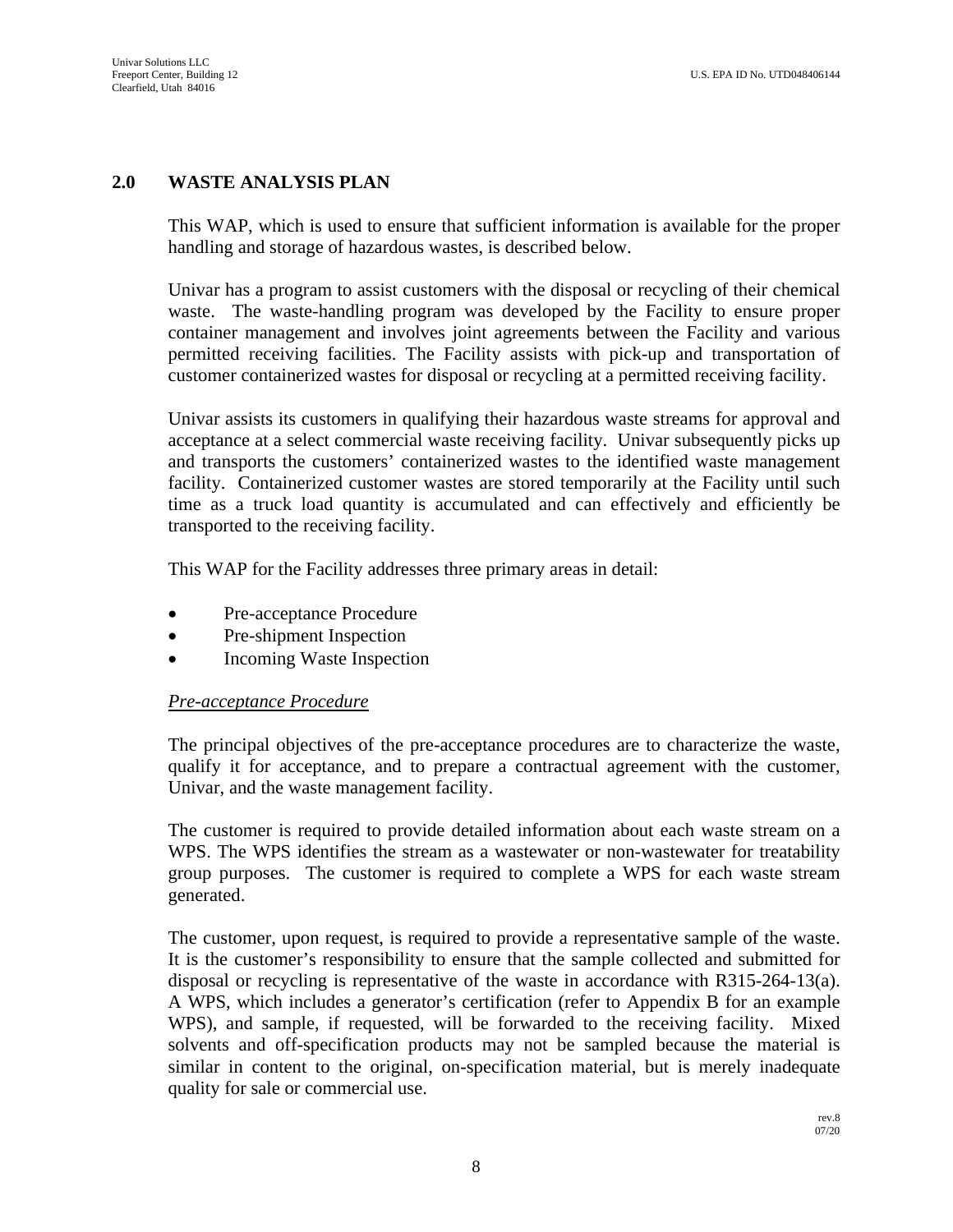## 2.0 WASTE ANALYSIS PLAN

This WAP, which is used to ensure that sufficient information is available for the proper handling and storage of hazardous wastes, is described below.

Univar has a program to assist customers with the disposal or recycling of their chemical waste. The waste-handling program was developed by the Facility to ensure proper container management and involves joint agreements between the Facility and various permitted receiving facilities. The Facility assists with pick-up and transportation of customer containerized wastes for disposal or recycling at a permitted receiving facility.

Univar assists its customers in qualifying their hazardous waste streams for approval and acceptance at a select commercial waste receiving facility. Univar subsequently picks up and transports the customers' containerized wastes to the identified waste management facility. Containerized customer wastes are stored temporarily at the Facility until such time as a truck load quantity is accumulated and can effectively and efficiently be transported to the receiving facility.

This WAP for the Facility addresses three primary areas in detail:

- Pre-acceptance Procedure
- Pre-shipment Inspection
- Incoming Waste Inspection

*Pre-acceptance Procedure*

The principal objectives of the pre-acceptance procedures are to characterize the waste, qualify it for acceptance, and to prepare a contractual agreement with the customer, Univar, and the waste management facility.

The customer is required to provide detailed information about each waste stream on a WPS. The WPS identifies the stream as a wastewater or non-wastewater for treatability group purposes. The customer is required to complete a WPS for each waste stream generated.

The customer, upon request, is required to provide a representative sample of the waste. It is the customer's responsibility to ensure that the sample collected and submitted for disposal or recycling is representative of the waste in accordance with R315-264-13(a). A WPS, which includes a generator's certification (refer to Appendix B for an example WPS), and sample, if requested, will be forwarded to the receiving facility. Mixed solvents and off-specification products may not be sampled because the material is similar in content to the original, on-specification material, but is merely inadequate quality for sale or commercial use.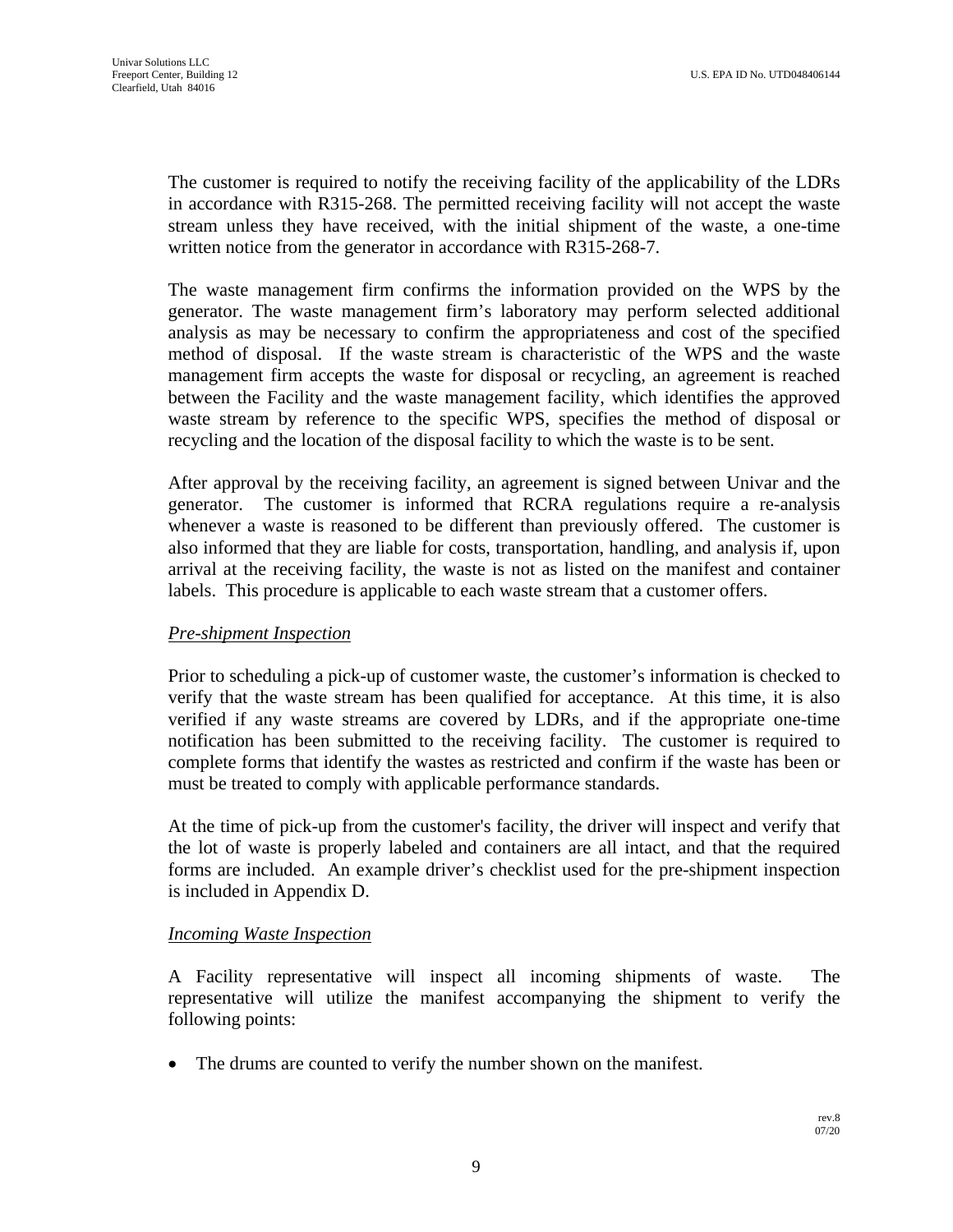The customer is required to notify the receiving facility of the applicability of the LDRs in accordance with R315-268. The permitted receiving facility will not accept the waste stream unless they have received, with the initial shipment of the waste, a one-time written notice from the generator in accordance with R315-268-7.

The waste management firm confirms the information provided on the WPS by the generator. The waste management firm's laboratory may perform selected additional analysis as may be necessary to confirm the appropriateness and cost of the specified method of disposal. If the waste stream is characteristic of the WPS and the waste management firm accepts the waste for disposal or recycling, an agreement is reached between the Facility and the waste management facility, which identifies the approved waste stream by reference to the specific WPS, specifies the method of disposal or recycling and the location of the disposal facility to which the waste is to be sent.

After approval by the receiving facility, an agreement is signed between Univar and the generator. The customer is informed that RCRA regulations require a re-analysis whenever a waste is reasoned to be different than previously offered. The customer is also informed that they are liable for costs, transportation, handling, and analysis if, upon arrival at the receiving facility, the waste is not as listed on the manifest and container labels. This procedure is applicable to each waste stream that a customer offers.

*Pre-shipment Inspection*

Prior to scheduling a pick-up of customer waste, the customer's information is checked to verify that the waste stream has been qualified for acceptance. At this time, it is also verified if any waste streams are covered by LDRs, and if the appropriate one-time notification has been submitted to the receiving facility. The customer is required to complete forms that identify the wastes as restricted and confirm if the waste has been or must be treated to comply with applicable performance standards.

At the time of pick-up from the customer's facility, the driver will inspect and verify that the lot of waste is properly labeled and containers are all intact, and that the required forms are included. An example driver's checklist used for the pre-shipment inspection is included in Appendix D.

*Incoming Waste Inspection*

A Facility representative will inspect all incoming shipments of waste. The representative will utilize the manifest accompanying the shipment to verify the following points:

- The drums are counted to verify the number shown on the manifest.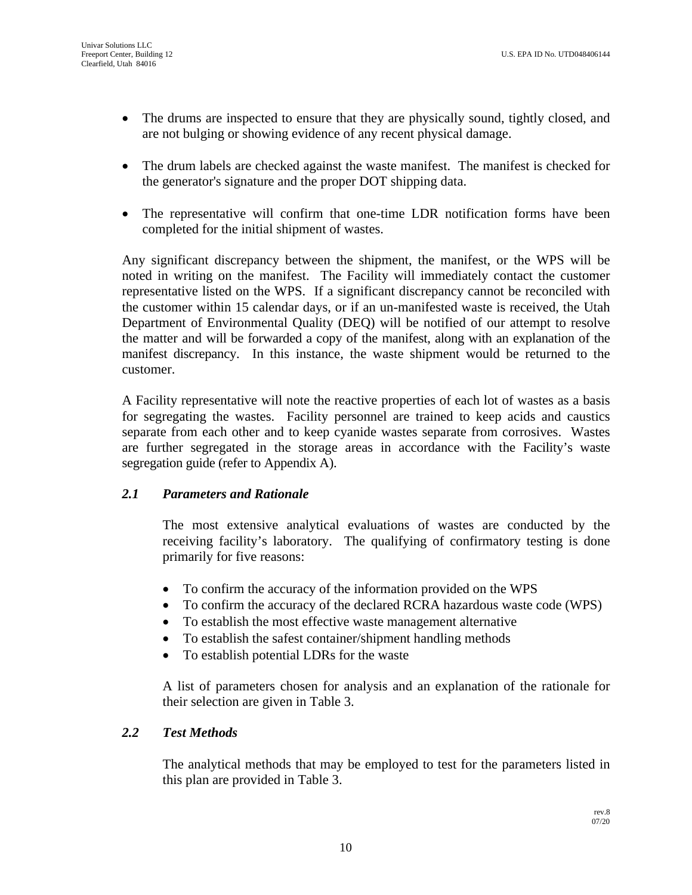- The drums are inspected to ensure that they are physically sound, tightly closed, and are not bulging or showing evidence of any recent physical damage.
- The drum labels are checked against the waste manifest. The manifest is checked for the generator's signature and the proper DOT shipping data.
- The representative will confirm that one-time LDR notification forms have been completed for the initial shipment of wastes.

Any significant discrepancy between the shipment, the manifest, or the WPS will be noted in writing on the manifest. The Facility will immediately contact the customer representative listed on the WPS. If a significant discrepancy cannot be reconciled with the customer within 15 calendar days, or if an un-manifested waste is received, the Utah Department of Environmental Quality (DEQ) will be notified of our attempt to resolve the matter and will be forwarded a copy of the manifest, along with an explanation of the manifest discrepancy. In this instance, the waste shipment would be returned to the customer.

A Facility representative will note the reactive properties of each lot of wastes as a basis for segregating the wastes. Facility personnel are trained to keep acids and caustics separate from each other and to keep cyanide wastes separate from corrosives. Wastes are further segregated in the storage areas in accordance with the Facility's waste segregation guide (refer to Appendix A).

### *2.1 Parameters and Rationale*

The most extensive analytical evaluations of wastes are conducted by the receiving facility's laboratory. The qualifying of confirmatory testing is done primarily for five reasons:

- To confirm the accuracy of the information provided on the WPS
- To confirm the accuracy of the declared RCRA hazardous waste code (WPS)
- To establish the most effective waste management alternative
- To establish the safest container/shipment handling methods
- To establish potential LDRs for the waste

A list of parameters chosen for analysis and an explanation of the rationale for their selection are given in Table 3.

### *2.2 Test Methods*

The analytical methods that may be employed to test for the parameters listed in this plan are provided in Table 3.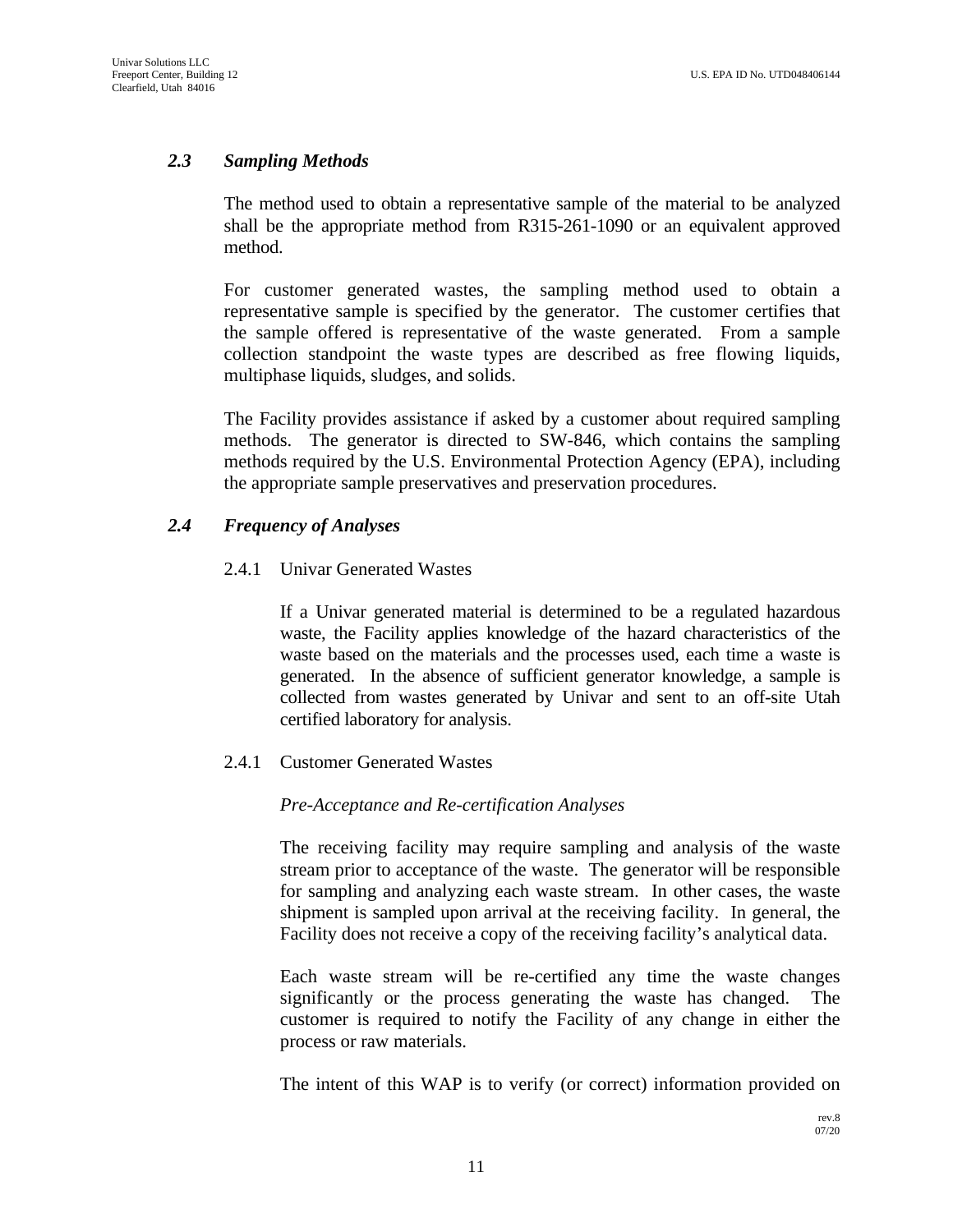## 2.3 *Sampling Methods*

The method used to obtain a representative sample of the material to be analyzed shall be the appropriate method from R315-261-1090 or an equivalent approved method.

For customer generated wastes, the sampling method used to obtain a representative sample is specified by the generator. The customer certifies that the sample offered is representative of the waste generated. From a sample collection standpoint the waste types are described as free flowing liquids, multiphase liquids, sludges, and solids.

The Facility provides assistance if asked by a customer about required sampling methods. The generator is directed to SW-846, which contains the sampling methods required by the U.S. Environmental Protection Agency (EPA), including the appropriate sample preservatives and preservation procedures.

## 2.4 *Frequency of Analyses*

### 2.4.1 Univar Generated Wastes

If a Univar generated material is determined to be a regulated hazardous waste, the Facility applies knowledge of the hazard characteristics of the waste based on the materials and the processes used, each time a waste is generated. In the absence of sufficient generator knowledge, a sample is collected from wastes generated by Univar and sent to an off-site Utah certified laboratory for analysis.

### 2.4.1 Customer Generated Wastes

*Pre-Acceptance and Re-certification Analyses*

The receiving facility may require sampling and analysis of the waste stream prior to acceptance of the waste. The generator will be responsible for sampling and analyzing each waste stream. In other cases, the waste shipment is sampled upon arrival at the receiving facility. In general, the Facility does not receive a copy of the receiving facility's analytical data.

Each waste stream will be re-certified any time the waste changes significantly or the process generating the waste has changed. The customer is required to notify the Facility of any change in either the process or raw materials.

The intent of this WAP is to verify (or correct) information provided on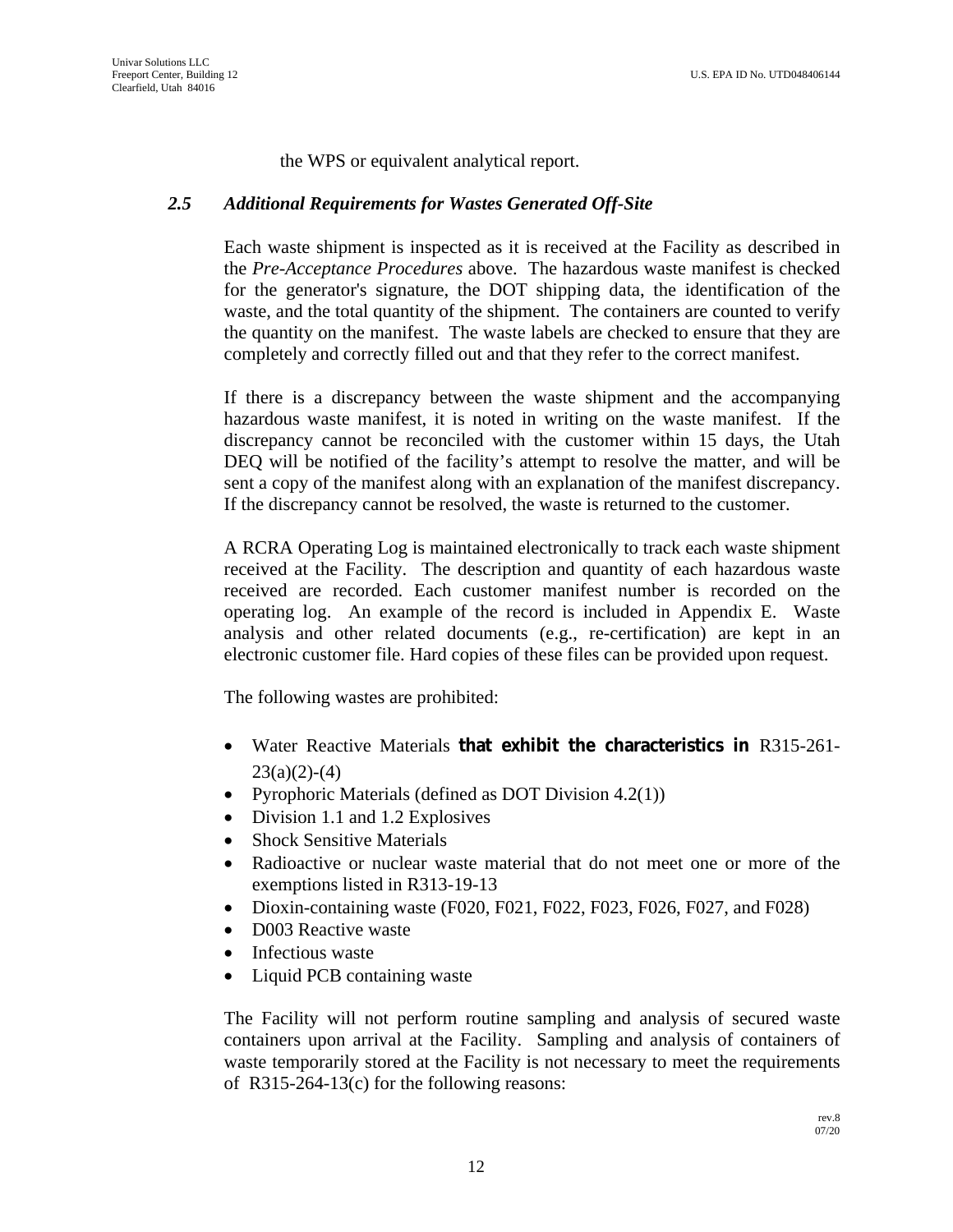the WPS or equivalent analytical report.

### *2.5 Additional Requirements for Wastes Generated Off-Site*

Each waste shipment is inspected as it is received at the Facility as described in the *Pre-Acceptance Procedures* above. The hazardous waste manifest is checked for the generator's signature, the DOT shipping data, the identification of the waste, and the total quantity of the shipment. The containers are counted to verify the quantity on the manifest. The waste labels are checked to ensure that they are completely and correctly filled out and that they refer to the correct manifest.

If there is a discrepancy between the waste shipment and the accompanying hazardous waste manifest, it is noted in writing on the waste manifest. If the discrepancy cannot be reconciled with the customer within 15 days, the Utah DEQ will be notified of the facility's attempt to resolve the matter, and will be sent a copy of the manifest along with an explanation of the manifest discrepancy. If the discrepancy cannot be resolved, the waste is returned to the customer.

A RCRA Operating Log is maintained electronically to track each waste shipment received at the Facility. The description and quantity of each hazardous waste received are recorded. Each customer manifest number is recorded on the operating log. An example of the record is included in Appendix E. Waste analysis and other related documents (e.g., re-certification) are kept in an electronic customer file. Hard copies of these files can be provided upon request.

The following wastes are prohibited:

- Water Reactive Materials **that exhibit the characteristics in** R315-261-23(a)(2)-(4)
- Pyrophoric Materials (defined as DOT Division 4.2(1))
- Division 1.1 and 1.2 Explosives
- Shock Sensitive Materials
- Radioactive or nuclear waste material that do not meet one or more of the exemptions listed in R313-19-13
- Dioxin-containing waste (F020, F021, F022, F023, F026, F027, and F028)
- D003 Reactive waste
- Infectious waste
- Liquid PCB containing waste

The Facility will not perform routine sampling and analysis of secured waste containers upon arrival at the Facility. Sampling and analysis of containers of waste temporarily stored at the Facility is not necessary to meet the requirements of R315-264-13(c) for the following reasons:

rev.8
07/20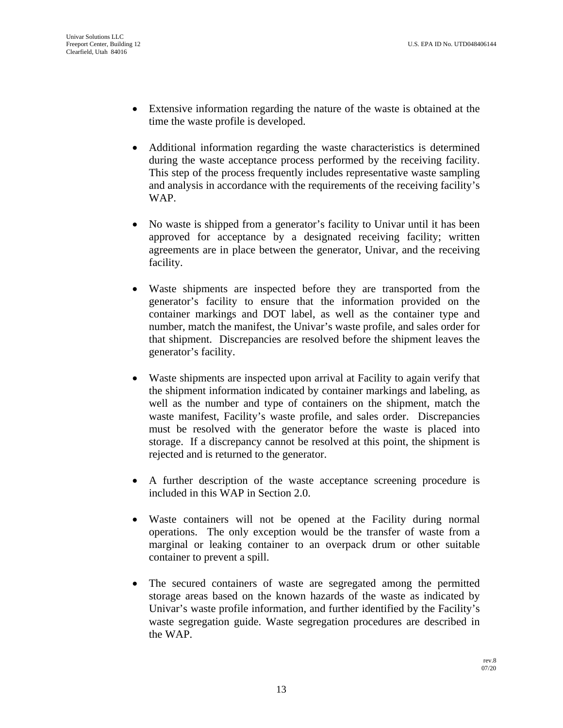- Extensive information regarding the nature of the waste is obtained at the time the waste profile is developed.

- Additional information regarding the waste characteristics is determined during the waste acceptance process performed by the receiving facility. This step of the process frequently includes representative waste sampling and analysis in accordance with the requirements of the receiving facility's WAP.

- No waste is shipped from a generator's facility to Univar until it has been approved for acceptance by a designated receiving facility; written agreements are in place between the generator, Univar, and the receiving facility.

- Waste shipments are inspected before they are transported from the generator's facility to ensure that the information provided on the container markings and DOT label, as well as the container type and number, match the manifest, the Univar's waste profile, and sales order for that shipment. Discrepancies are resolved before the shipment leaves the generator's facility.

- Waste shipments are inspected upon arrival at Facility to again verify that the shipment information indicated by container markings and labeling, as well as the number and type of containers on the shipment, match the waste manifest, Facility's waste profile, and sales order. Discrepancies must be resolved with the generator before the waste is placed into storage. If a discrepancy cannot be resolved at this point, the shipment is rejected and is returned to the generator.

- A further description of the waste acceptance screening procedure is included in this WAP in Section 2.0.

- Waste containers will not be opened at the Facility during normal operations. The only exception would be the transfer of waste from a marginal or leaking container to an overpack drum or other suitable container to prevent a spill.

- The secured containers of waste are segregated among the permitted storage areas based on the known hazards of the waste as indicated by Univar's waste profile information, and further identified by the Facility's waste segregation guide. Waste segregation procedures are described in the WAP.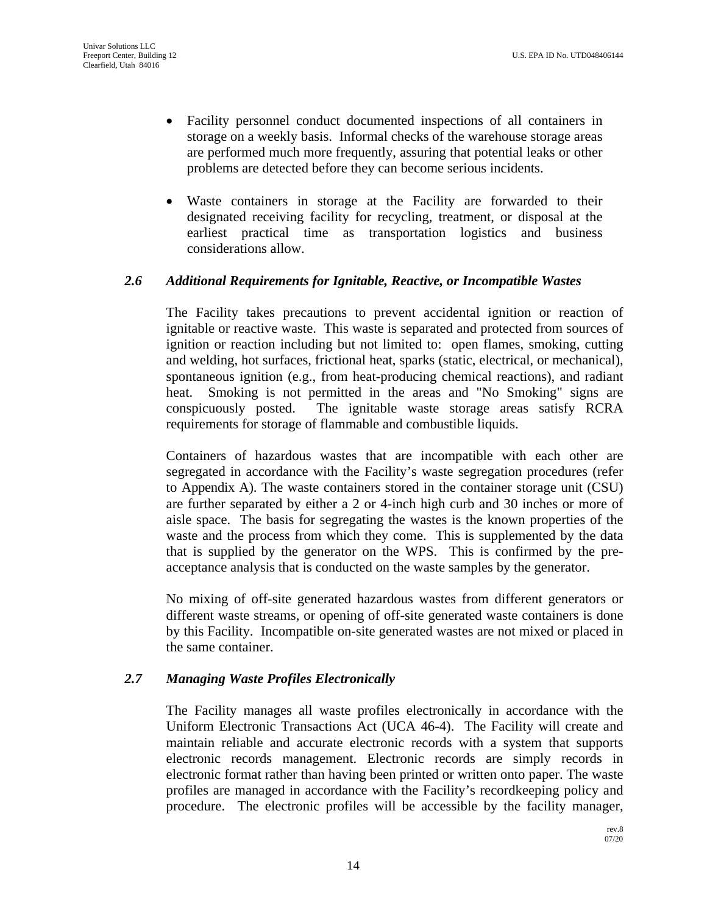- Facility personnel conduct documented inspections of all containers in storage on a weekly basis. Informal checks of the warehouse storage areas are performed much more frequently, assuring that potential leaks or other problems are detected before they can become serious incidents.

- Waste containers in storage at the Facility are forwarded to their designated receiving facility for recycling, treatment, or disposal at the earliest practical time as transportation logistics and business considerations allow.

### *2.6 Additional Requirements for Ignitable, Reactive, or Incompatible Wastes*

The Facility takes precautions to prevent accidental ignition or reaction of ignitable or reactive waste. This waste is separated and protected from sources of ignition or reaction including but not limited to: open flames, smoking, cutting and welding, hot surfaces, frictional heat, sparks (static, electrical, or mechanical), spontaneous ignition (e.g., from heat-producing chemical reactions), and radiant heat. Smoking is not permitted in the areas and "No Smoking" signs are conspicuously posted. The ignitable waste storage areas satisfy RCRA requirements for storage of flammable and combustible liquids.

Containers of hazardous wastes that are incompatible with each other are segregated in accordance with the Facility's waste segregation procedures (refer to Appendix A). The waste containers stored in the container storage unit (CSU) are further separated by either a 2 or 4-inch high curb and 30 inches or more of aisle space. The basis for segregating the wastes is the known properties of the waste and the process from which they come. This is supplemented by the data that is supplied by the generator on the WPS. This is confirmed by the pre-acceptance analysis that is conducted on the waste samples by the generator.

No mixing of off-site generated hazardous wastes from different generators or different waste streams, or opening of off-site generated waste containers is done by this Facility. Incompatible on-site generated wastes are not mixed or placed in the same container.

### *2.7 Managing Waste Profiles Electronically*

The Facility manages all waste profiles electronically in accordance with the Uniform Electronic Transactions Act (UCA 46-4). The Facility will create and maintain reliable and accurate electronic records with a system that supports electronic records management. Electronic records are simply records in electronic format rather than having been printed or written onto paper. The waste profiles are managed in accordance with the Facility's recordkeeping policy and procedure. The electronic profiles will be accessible by the facility manager,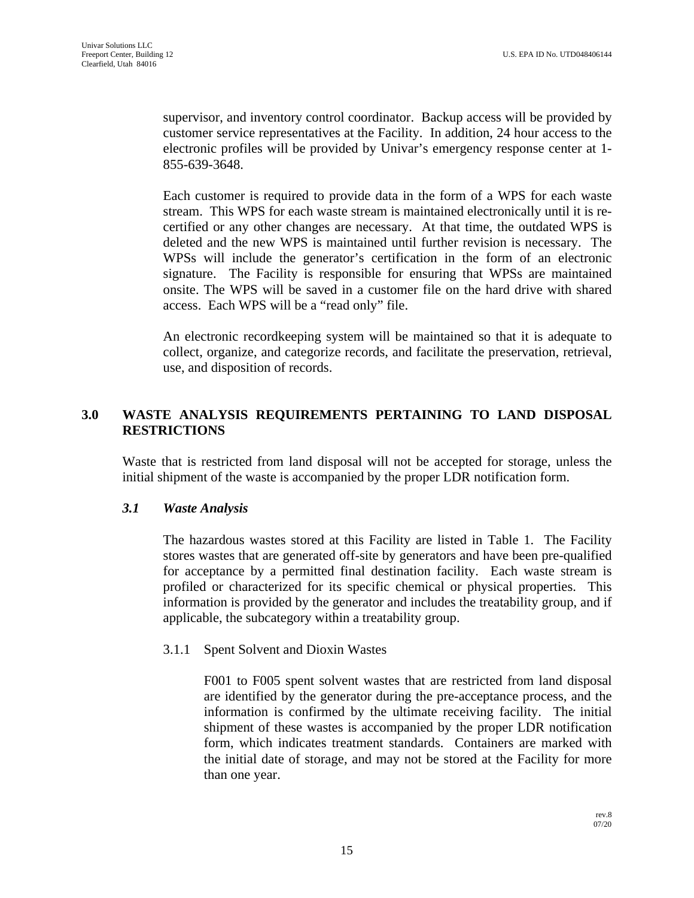supervisor, and inventory control coordinator. Backup access will be provided by customer service representatives at the Facility. In addition, 24 hour access to the electronic profiles will be provided by Univar's emergency response center at 1-855-639-3648.

Each customer is required to provide data in the form of a WPS for each waste stream. This WPS for each waste stream is maintained electronically until it is re-certified or any other changes are necessary. At that time, the outdated WPS is deleted and the new WPS is maintained until further revision is necessary. The WPSs will include the generator's certification in the form of an electronic signature. The Facility is responsible for ensuring that WPSs are maintained onsite. The WPS will be saved in a customer file on the hard drive with shared access. Each WPS will be a "read only" file.

An electronic recordkeeping system will be maintained so that it is adequate to collect, organize, and categorize records, and facilitate the preservation, retrieval, use, and disposition of records.

## 3.0 WASTE ANALYSIS REQUIREMENTS PERTAINING TO LAND DISPOSAL RESTRICTIONS

Waste that is restricted from land disposal will not be accepted for storage, unless the initial shipment of the waste is accompanied by the proper LDR notification form.

### *3.1 Waste Analysis*

The hazardous wastes stored at this Facility are listed in Table 1. The Facility stores wastes that are generated off-site by generators and have been pre-qualified for acceptance by a permitted final destination facility. Each waste stream is profiled or characterized for its specific chemical or physical properties. This information is provided by the generator and includes the treatability group, and if applicable, the subcategory within a treatability group.

#### 3.1.1 Spent Solvent and Dioxin Wastes

F001 to F005 spent solvent wastes that are restricted from land disposal are identified by the generator during the pre-acceptance process, and the information is confirmed by the ultimate receiving facility. The initial shipment of these wastes is accompanied by the proper LDR notification form, which indicates treatment standards. Containers are marked with the initial date of storage, and may not be stored at the Facility for more than one year.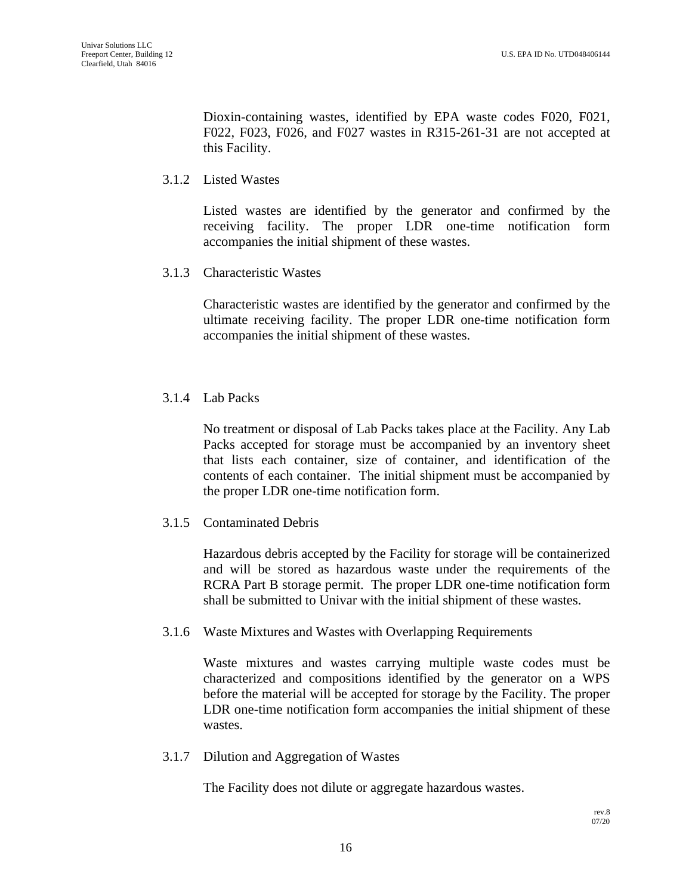Dioxin-containing wastes, identified by EPA waste codes F020, F021, F022, F023, F026, and F027 wastes in R315-261-31 are not accepted at this Facility.

### 3.1.2 Listed Wastes

Listed wastes are identified by the generator and confirmed by the receiving facility. The proper LDR one-time notification form accompanies the initial shipment of these wastes.

### 3.1.3 Characteristic Wastes

Characteristic wastes are identified by the generator and confirmed by the ultimate receiving facility. The proper LDR one-time notification form accompanies the initial shipment of these wastes.

### 3.1.4 Lab Packs

No treatment or disposal of Lab Packs takes place at the Facility. Any Lab Packs accepted for storage must be accompanied by an inventory sheet that lists each container, size of container, and identification of the contents of each container. The initial shipment must be accompanied by the proper LDR one-time notification form.

### 3.1.5 Contaminated Debris

Hazardous debris accepted by the Facility for storage will be containerized and will be stored as hazardous waste under the requirements of the RCRA Part B storage permit. The proper LDR one-time notification form shall be submitted to Univar with the initial shipment of these wastes.

### 3.1.6 Waste Mixtures and Wastes with Overlapping Requirements

Waste mixtures and wastes carrying multiple waste codes must be characterized and compositions identified by the generator on a WPS before the material will be accepted for storage by the Facility. The proper LDR one-time notification form accompanies the initial shipment of these wastes.

### 3.1.7 Dilution and Aggregation of Wastes

The Facility does not dilute or aggregate hazardous wastes.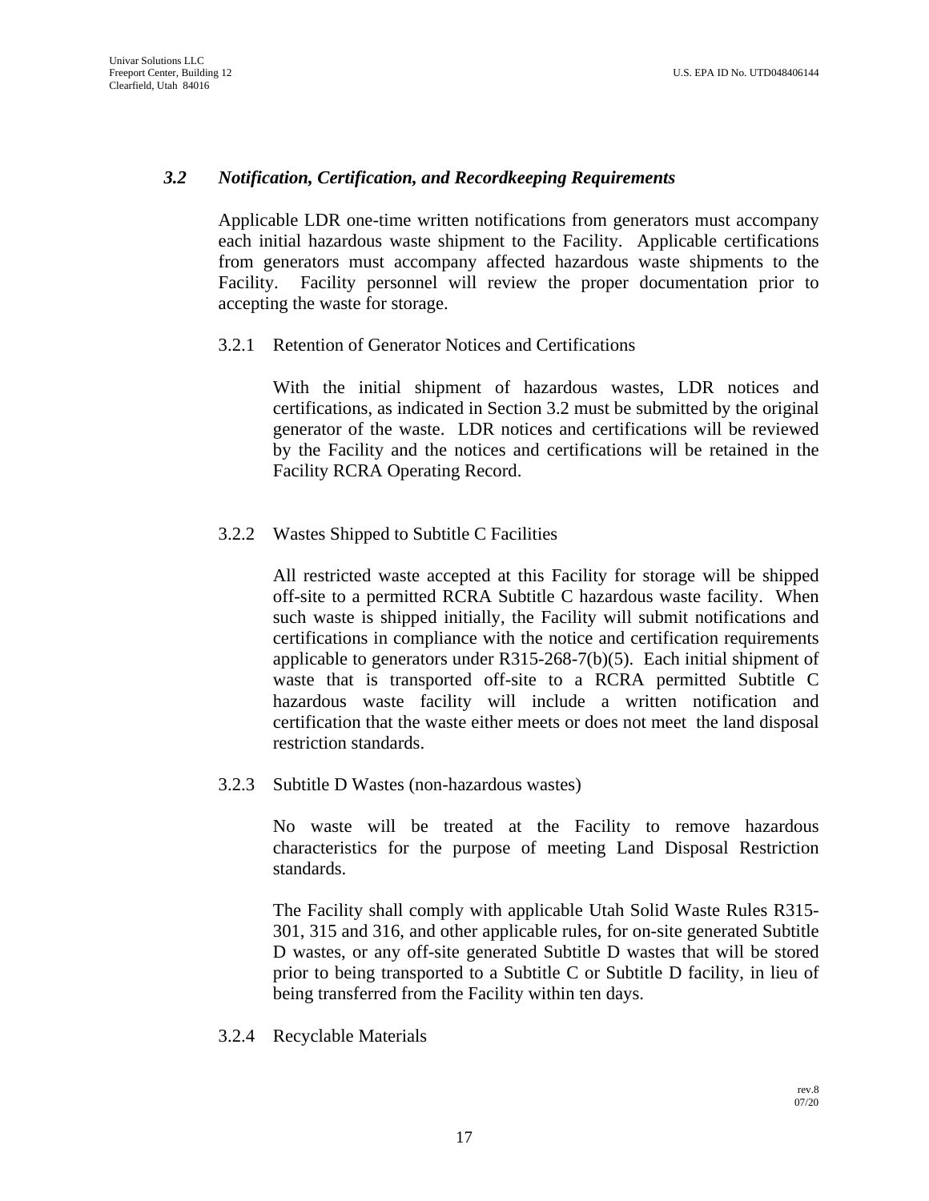## *3.2 Notification, Certification, and Recordkeeping Requirements*

Applicable LDR one-time written notifications from generators must accompany each initial hazardous waste shipment to the Facility. Applicable certifications from generators must accompany affected hazardous waste shipments to the Facility. Facility personnel will review the proper documentation prior to accepting the waste for storage.

### 3.2.1 Retention of Generator Notices and Certifications

With the initial shipment of hazardous wastes, LDR notices and certifications, as indicated in Section 3.2 must be submitted by the original generator of the waste. LDR notices and certifications will be reviewed by the Facility and the notices and certifications will be retained in the Facility RCRA Operating Record.

### 3.2.2 Wastes Shipped to Subtitle C Facilities

All restricted waste accepted at this Facility for storage will be shipped off-site to a permitted RCRA Subtitle C hazardous waste facility. When such waste is shipped initially, the Facility will submit notifications and certifications in compliance with the notice and certification requirements applicable to generators under R315-268-7(b)(5). Each initial shipment of waste that is transported off-site to a RCRA permitted Subtitle C hazardous waste facility will include a written notification and certification that the waste either meets or does not meet the land disposal restriction standards.

### 3.2.3 Subtitle D Wastes (non-hazardous wastes)

No waste will be treated at the Facility to remove hazardous characteristics for the purpose of meeting Land Disposal Restriction standards.

The Facility shall comply with applicable Utah Solid Waste Rules R315-301, 315 and 316, and other applicable rules, for on-site generated Subtitle D wastes, or any off-site generated Subtitle D wastes that will be stored prior to being transported to a Subtitle C or Subtitle D facility, in lieu of being transferred from the Facility within ten days.

### 3.2.4 Recyclable Materials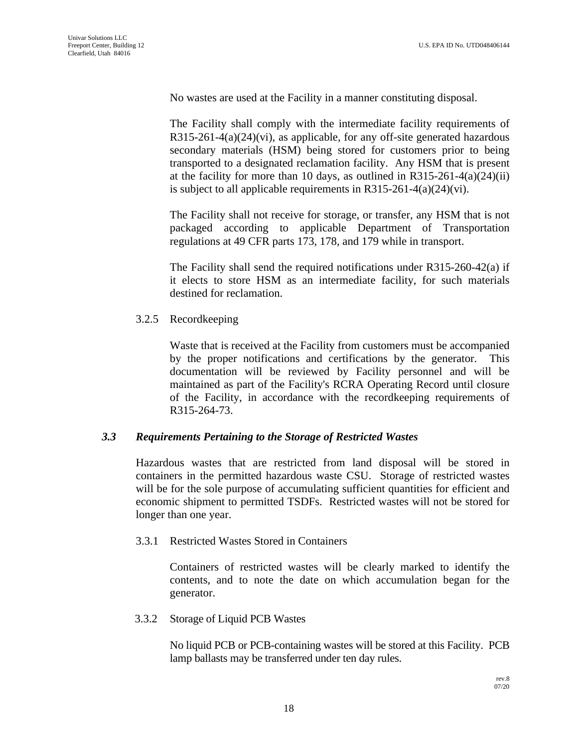No wastes are used at the Facility in a manner constituting disposal.

The Facility shall comply with the intermediate facility requirements of R315-261-4(a)(24)(vi), as applicable, for any off-site generated hazardous secondary materials (HSM) being stored for customers prior to being transported to a designated reclamation facility. Any HSM that is present at the facility for more than 10 days, as outlined in R315-261-4(a)(24)(ii) is subject to all applicable requirements in R315-261-4(a)(24)(vi).

The Facility shall not receive for storage, or transfer, any HSM that is not packaged according to applicable Department of Transportation regulations at 49 CFR parts 173, 178, and 179 while in transport.

The Facility shall send the required notifications under R315-260-42(a) if it elects to store HSM as an intermediate facility, for such materials destined for reclamation.

#### 3.2.5 Recordkeeping

Waste that is received at the Facility from customers must be accompanied by the proper notifications and certifications by the generator. This documentation will be reviewed by Facility personnel and will be maintained as part of the Facility's RCRA Operating Record until closure of the Facility, in accordance with the recordkeeping requirements of R315-264-73.

### *3.3 Requirements Pertaining to the Storage of Restricted Wastes*

Hazardous wastes that are restricted from land disposal will be stored in containers in the permitted hazardous waste CSU. Storage of restricted wastes will be for the sole purpose of accumulating sufficient quantities for efficient and economic shipment to permitted TSDFs. Restricted wastes will not be stored for longer than one year.

#### 3.3.1 Restricted Wastes Stored in Containers

Containers of restricted wastes will be clearly marked to identify the contents, and to note the date on which accumulation began for the generator.

#### 3.3.2 Storage of Liquid PCB Wastes

No liquid PCB or PCB-containing wastes will be stored at this Facility. PCB lamp ballasts may be transferred under ten day rules.

rev.8
07/20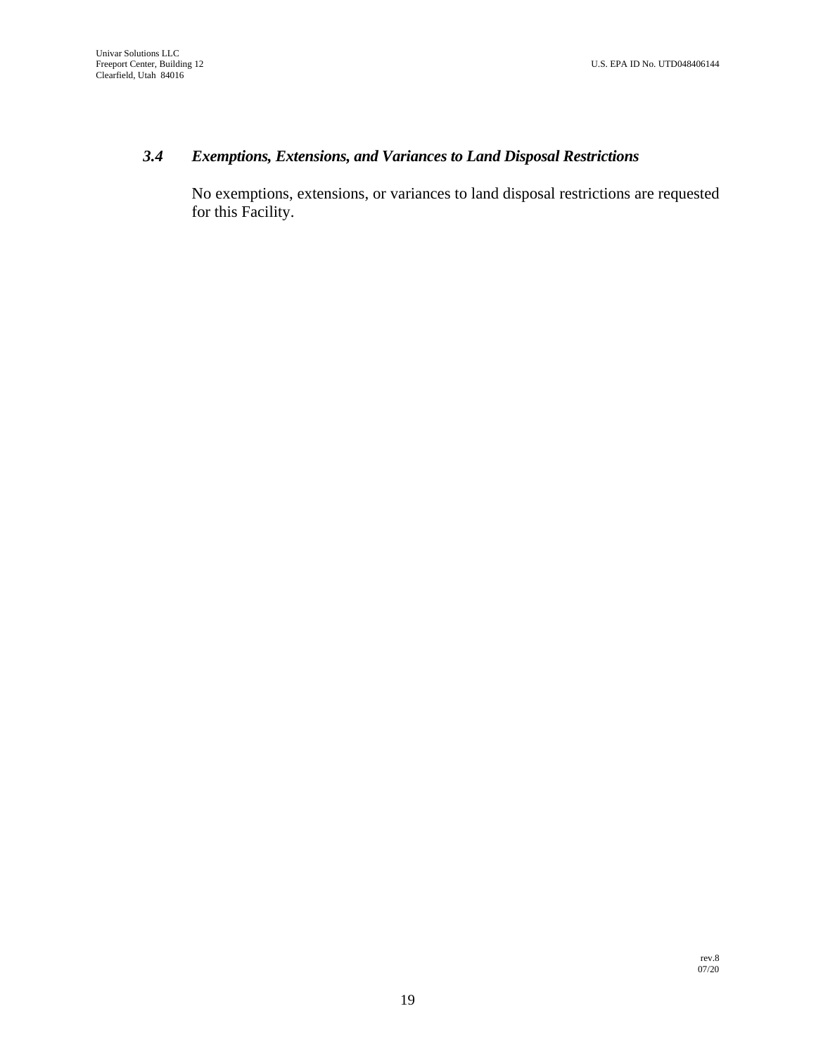### *3.4 Exemptions, Extensions, and Variances to Land Disposal Restrictions*

No exemptions, extensions, or variances to land disposal restrictions are requested for this Facility.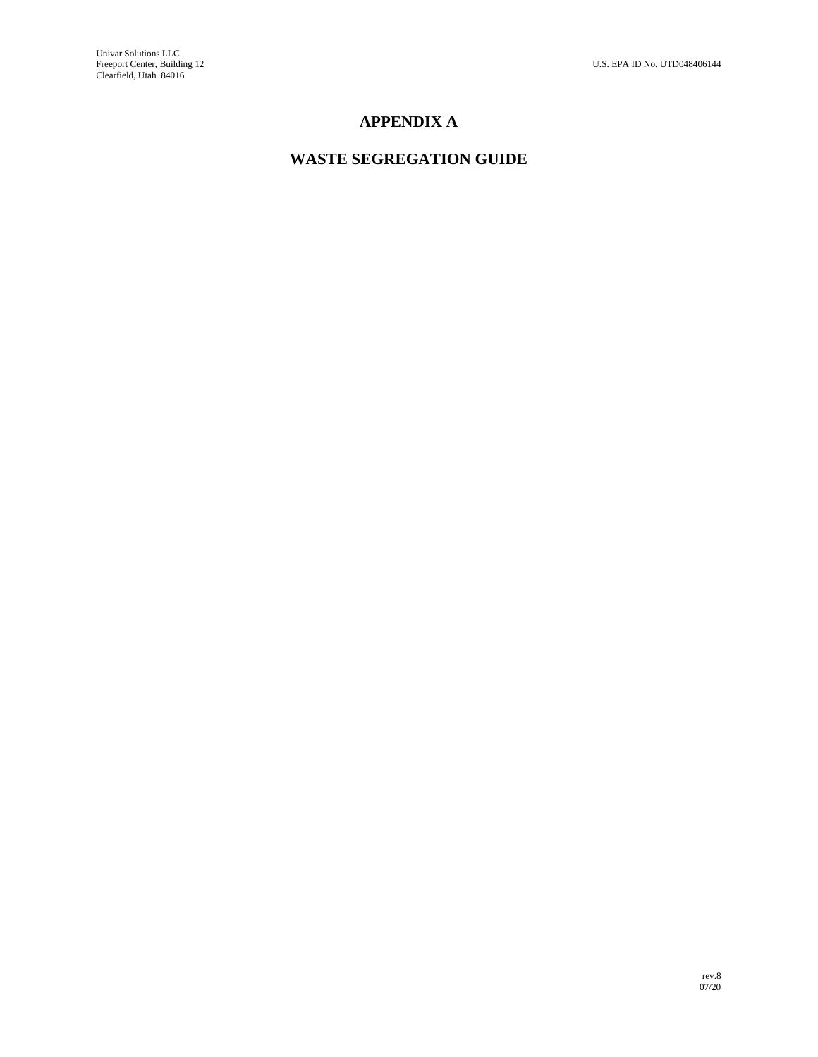# APPENDIX A

# WASTE SEGREGATION GUIDE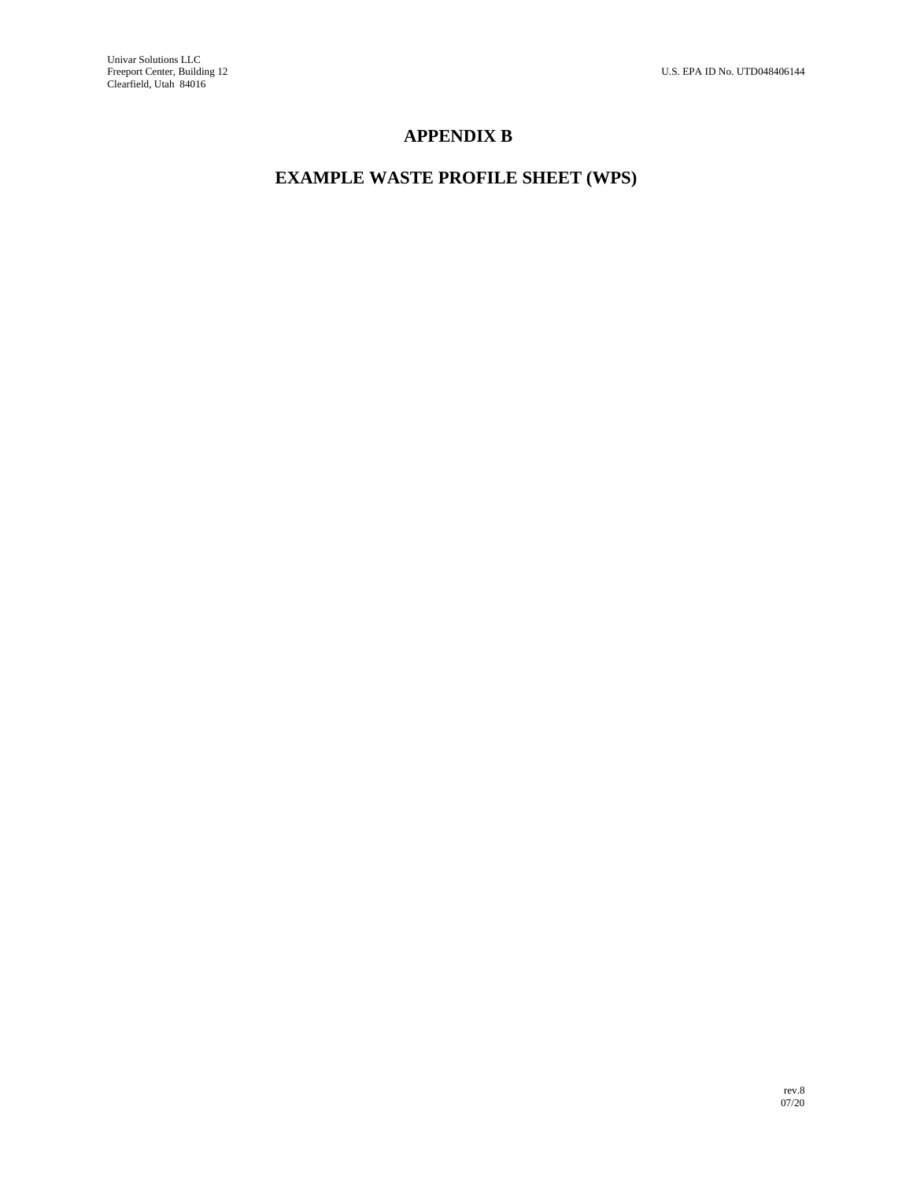# APPENDIX B

# EXAMPLE WASTE PROFILE SHEET (WPS)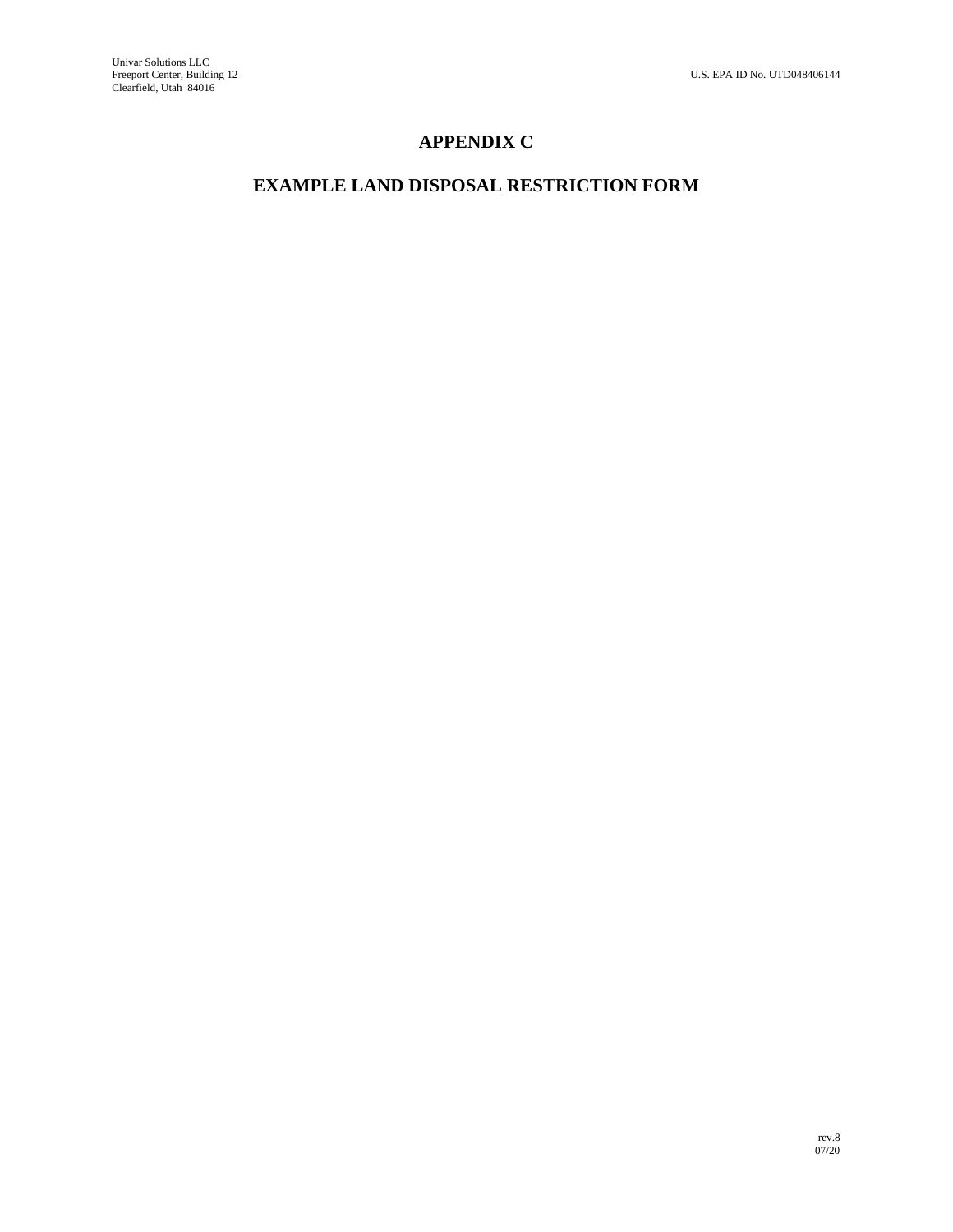# APPENDIX C

# EXAMPLE LAND DISPOSAL RESTRICTION FORM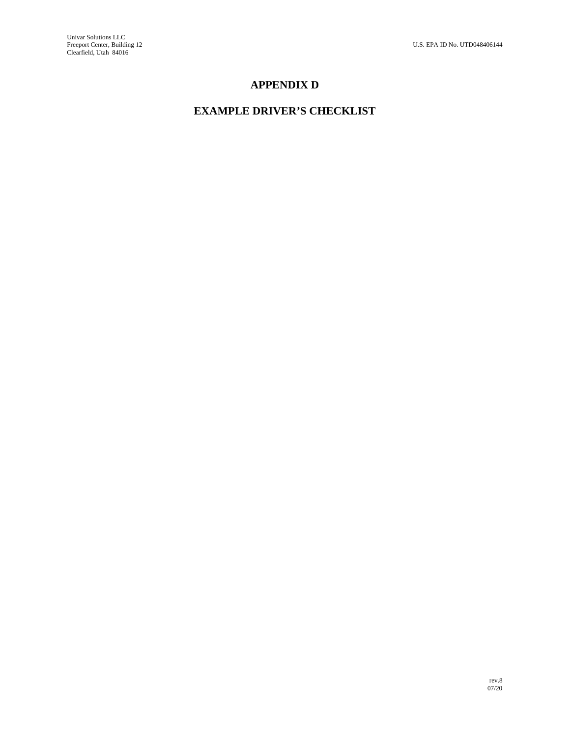# APPENDIX D

# EXAMPLE DRIVER'S CHECKLIST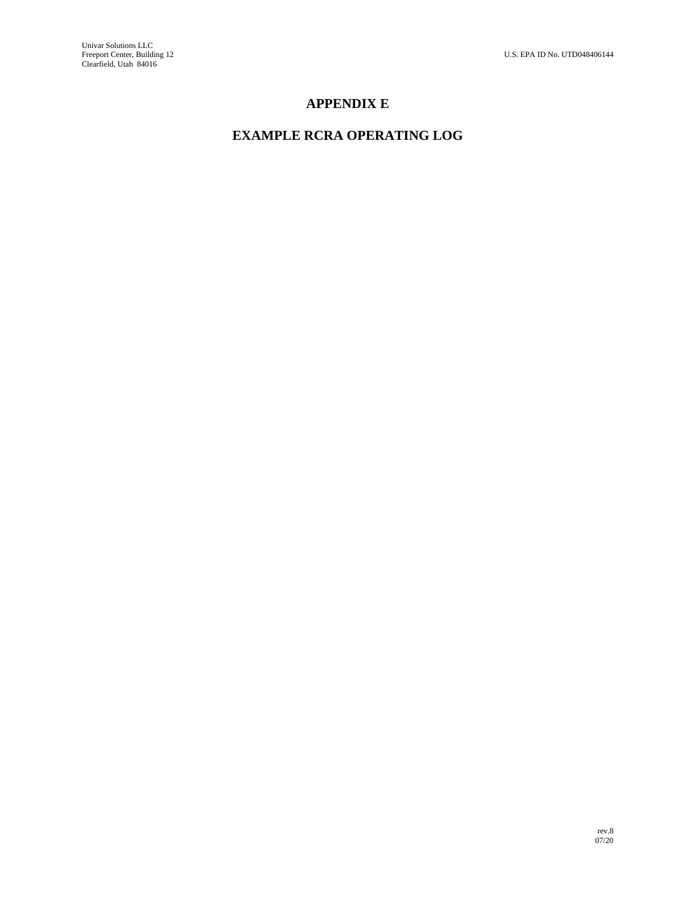# APPENDIX E

# EXAMPLE RCRA OPERATING LOG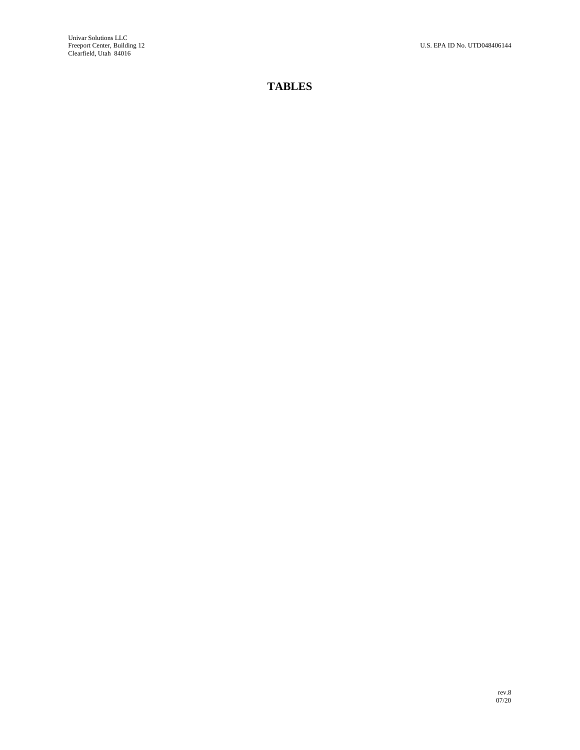# TABLES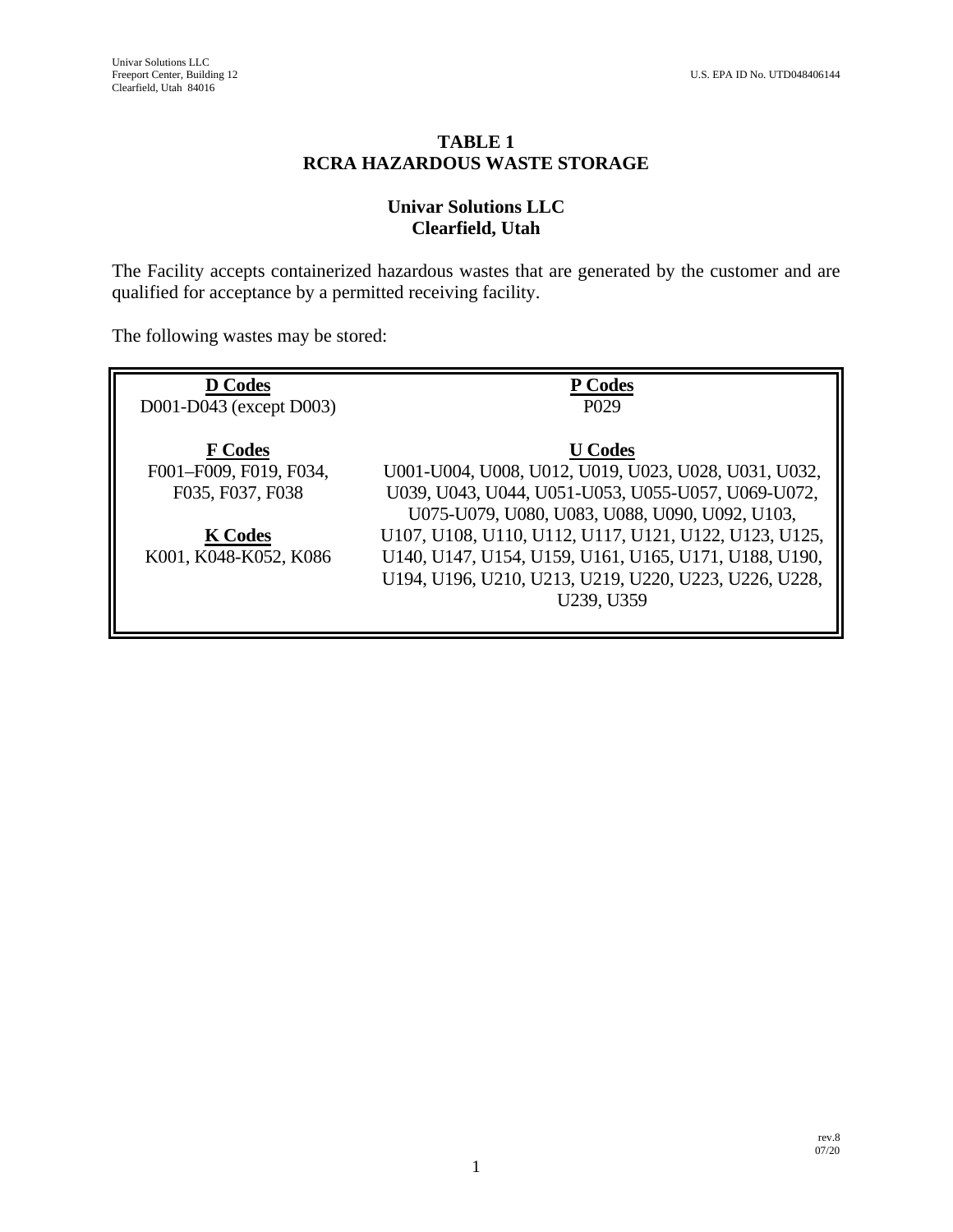# TABLE 1
## RCRA HAZARDOUS WASTE STORAGE

### Univar Solutions LLC
### Clearfield, Utah

The Facility accepts containerized hazardous wastes that are generated by the customer and are qualified for acceptance by a permitted receiving facility.

The following wastes may be stored:

| **D Codes** | **P Codes** |
|---|---|
| D001-D043 (except D003) | P029 |
| **F Codes** | **U Codes** |
| F001–F009, F019, F034, F035, F037, F038 | U001-U004, U008, U012, U019, U023, U028, U031, U032, U039, U043, U044, U051-U053, U055-U057, U069-U072, U075-U079, U080, U083, U088, U090, U092, U103, U107, U108, U110, U112, U117, U121, U122, U123, U125, U140, U147, U154, U159, U161, U165, U171, U188, U190, U194, U196, U210, U213, U219, U220, U223, U226, U228, U239, U359 |
| **K Codes** | |
| K001, K048-K052, K086 | |

rev.8
07/20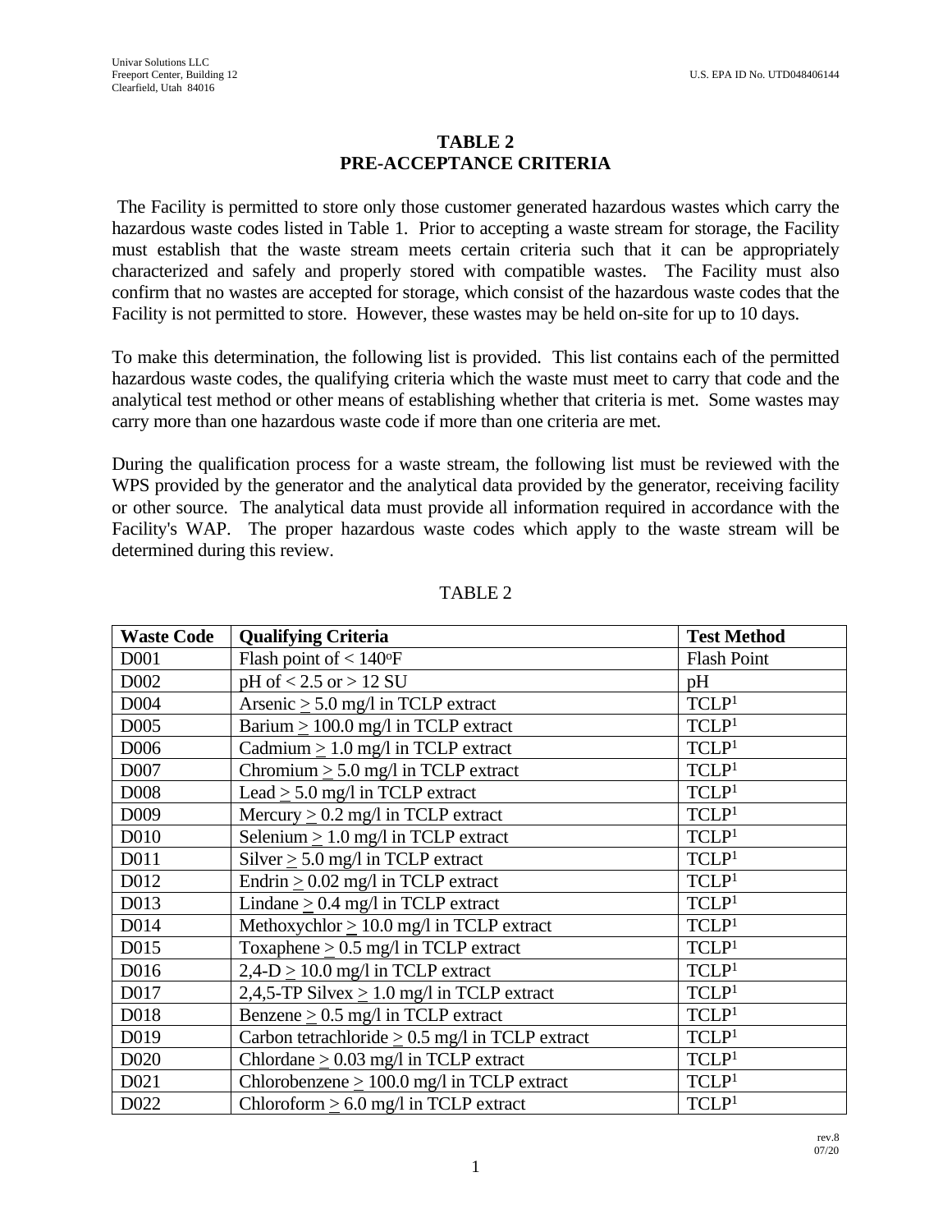## TABLE 2
## PRE-ACCEPTANCE CRITERIA

The Facility is permitted to store only those customer generated hazardous wastes which carry the hazardous waste codes listed in Table 1. Prior to accepting a waste stream for storage, the Facility must establish that the waste stream meets certain criteria such that it can be appropriately characterized and safely and properly stored with compatible wastes. The Facility must also confirm that no wastes are accepted for storage, which consist of the hazardous waste codes that the Facility is not permitted to store. However, these wastes may be held on-site for up to 10 days.

To make this determination, the following list is provided. This list contains each of the permitted hazardous waste codes, the qualifying criteria which the waste must meet to carry that code and the analytical test method or other means of establishing whether that criteria is met. Some wastes may carry more than one hazardous waste code if more than one criteria are met.

During the qualification process for a waste stream, the following list must be reviewed with the WPS provided by the generator and the analytical data provided by the generator, receiving facility or other source. The analytical data must provide all information required in accordance with the Facility's WAP. The proper hazardous waste codes which apply to the waste stream will be determined during this review.

TABLE 2

| Waste Code | Qualifying Criteria | Test Method |
|---|---|---|
| D001 | Flash point of < 140°F | Flash Point |
| D002 | pH of < 2.5 or > 12 SU | pH |
| D004 | Arsenic ≥ 5.0 mg/l in TCLP extract | TCLP[1] |
| D005 | Barium ≥ 100.0 mg/l in TCLP extract | TCLP[1] |
| D006 | Cadmium ≥ 1.0 mg/l in TCLP extract | TCLP[1] |
| D007 | Chromium ≥ 5.0 mg/l in TCLP extract | TCLP[1] |
| D008 | Lead ≥ 5.0 mg/l in TCLP extract | TCLP[1] |
| D009 | Mercury ≥ 0.2 mg/l in TCLP extract | TCLP[1] |
| D010 | Selenium ≥ 1.0 mg/l in TCLP extract | TCLP[1] |
| D011 | Silver ≥ 5.0 mg/l in TCLP extract | TCLP[1] |
| D012 | Endrin ≥ 0.02 mg/l in TCLP extract | TCLP[1] |
| D013 | Lindane ≥ 0.4 mg/l in TCLP extract | TCLP[1] |
| D014 | Methoxychlor ≥ 10.0 mg/l in TCLP extract | TCLP[1] |
| D015 | Toxaphene ≥ 0.5 mg/l in TCLP extract | TCLP[1] |
| D016 | 2,4-D ≥ 10.0 mg/l in TCLP extract | TCLP[1] |
| D017 | 2,4,5-TP Silvex ≥ 1.0 mg/l in TCLP extract | TCLP[1] |
| D018 | Benzene ≥ 0.5 mg/l in TCLP extract | TCLP[1] |
| D019 | Carbon tetrachloride ≥ 0.5 mg/l in TCLP extract | TCLP[1] |
| D020 | Chlordane ≥ 0.03 mg/l in TCLP extract | TCLP[1] |
| D021 | Chlorobenzene ≥ 100.0 mg/l in TCLP extract | TCLP[1] |
| D022 | Chloroform ≥ 6.0 mg/l in TCLP extract | TCLP[1] |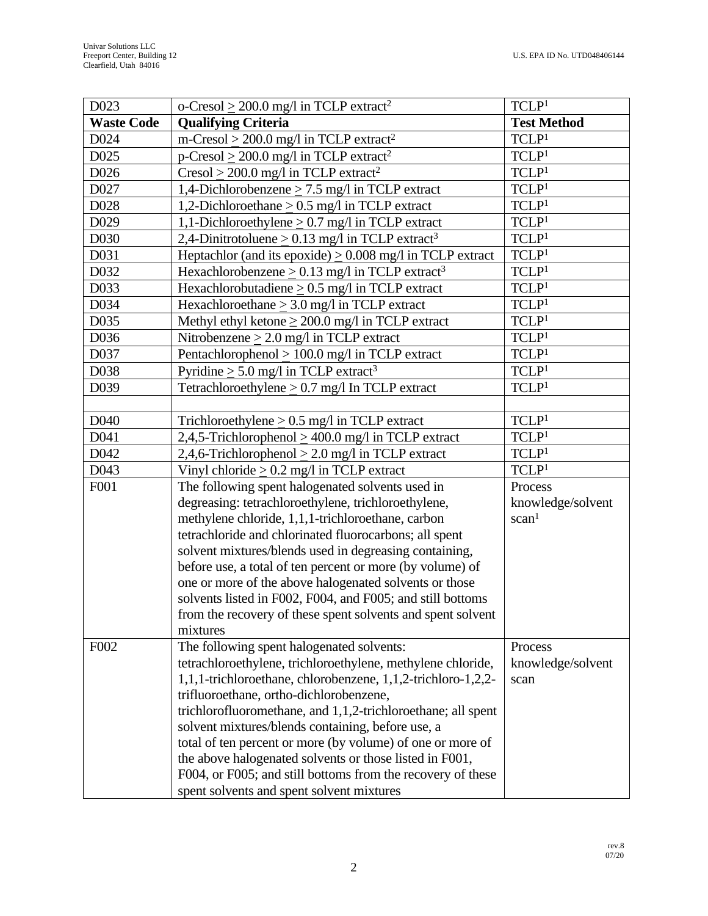| D023 | o-Cresol ≥ 200.0 mg/l in TCLP extract[2] | TCLP[1] |
|---|---|---|
| **Waste Code** | **Qualifying Criteria** | **Test Method** |
| D024 | m-Cresol ≥ 200.0 mg/l in TCLP extract[2] | TCLP[1] |
| D025 | p-Cresol ≥ 200.0 mg/l in TCLP extract[2] | TCLP[1] |
| D026 | Cresol ≥ 200.0 mg/l in TCLP extract[2] | TCLP[1] |
| D027 | 1,4-Dichlorobenzene ≥ 7.5 mg/l in TCLP extract | TCLP[1] |
| D028 | 1,2-Dichloroethane ≥ 0.5 mg/l in TCLP extract | TCLP[1] |
| D029 | 1,1-Dichloroethylene ≥ 0.7 mg/l in TCLP extract | TCLP[1] |
| D030 | 2,4-Dinitrotoluene ≥ 0.13 mg/l in TCLP extract[3] | TCLP[1] |
| D031 | Heptachlor (and its epoxide) ≥ 0.008 mg/l in TCLP extract | TCLP[1] |
| D032 | Hexachlorobenzene ≥ 0.13 mg/l in TCLP extract[3] | TCLP[1] |
| D033 | Hexachlorobutadiene ≥ 0.5 mg/l in TCLP extract | TCLP[1] |
| D034 | Hexachloroethane ≥ 3.0 mg/l in TCLP extract | TCLP[1] |
| D035 | Methyl ethyl ketone ≥ 200.0 mg/l in TCLP extract | TCLP[1] |
| D036 | Nitrobenzene ≥ 2.0 mg/l in TCLP extract | TCLP[1] |
| D037 | Pentachlorophenol ≥ 100.0 mg/l in TCLP extract | TCLP[1] |
| D038 | Pyridine ≥ 5.0 mg/l in TCLP extract[3] | TCLP[1] |
| D039 | Tetrachloroethylene ≥ 0.7 mg/l In TCLP extract | TCLP[1] |
| | | |
| D040 | Trichloroethylene ≥ 0.5 mg/l in TCLP extract | TCLP[1] |
| D041 | 2,4,5-Trichlorophenol ≥ 400.0 mg/l in TCLP extract | TCLP[1] |
| D042 | 2,4,6-Trichlorophenol ≥ 2.0 mg/l in TCLP extract | TCLP[1] |
| D043 | Vinyl chloride ≥ 0.2 mg/l in TCLP extract | TCLP[1] |
| F001 | The following spent halogenated solvents used in degreasing: tetrachloroethylene, trichloroethylene, methylene chloride, 1,1,1-trichloroethane, carbon tetrachloride and chlorinated fluorocarbons; all spent solvent mixtures/blends used in degreasing containing, before use, a total of ten percent or more (by volume) of one or more of the above halogenated solvents or those solvents listed in F002, F004, and F005; and still bottoms from the recovery of these spent solvents and spent solvent mixtures | Process knowledge/solvent scan[1] |
| F002 | The following spent halogenated solvents: tetrachloroethylene, trichloroethylene, methylene chloride, 1,1,1-trichloroethane, chlorobenzene, 1,1,2-trichloro-1,2,2-trifluoroethane, ortho-dichlorobenzene, trichlorofluoromethane, and 1,1,2-trichloroethane; all spent solvent mixtures/blends containing, before use, a total of ten percent or more (by volume) of one or more of the above halogenated solvents or those listed in F001, F004, or F005; and still bottoms from the recovery of these spent solvents and spent solvent mixtures | Process knowledge/solvent scan |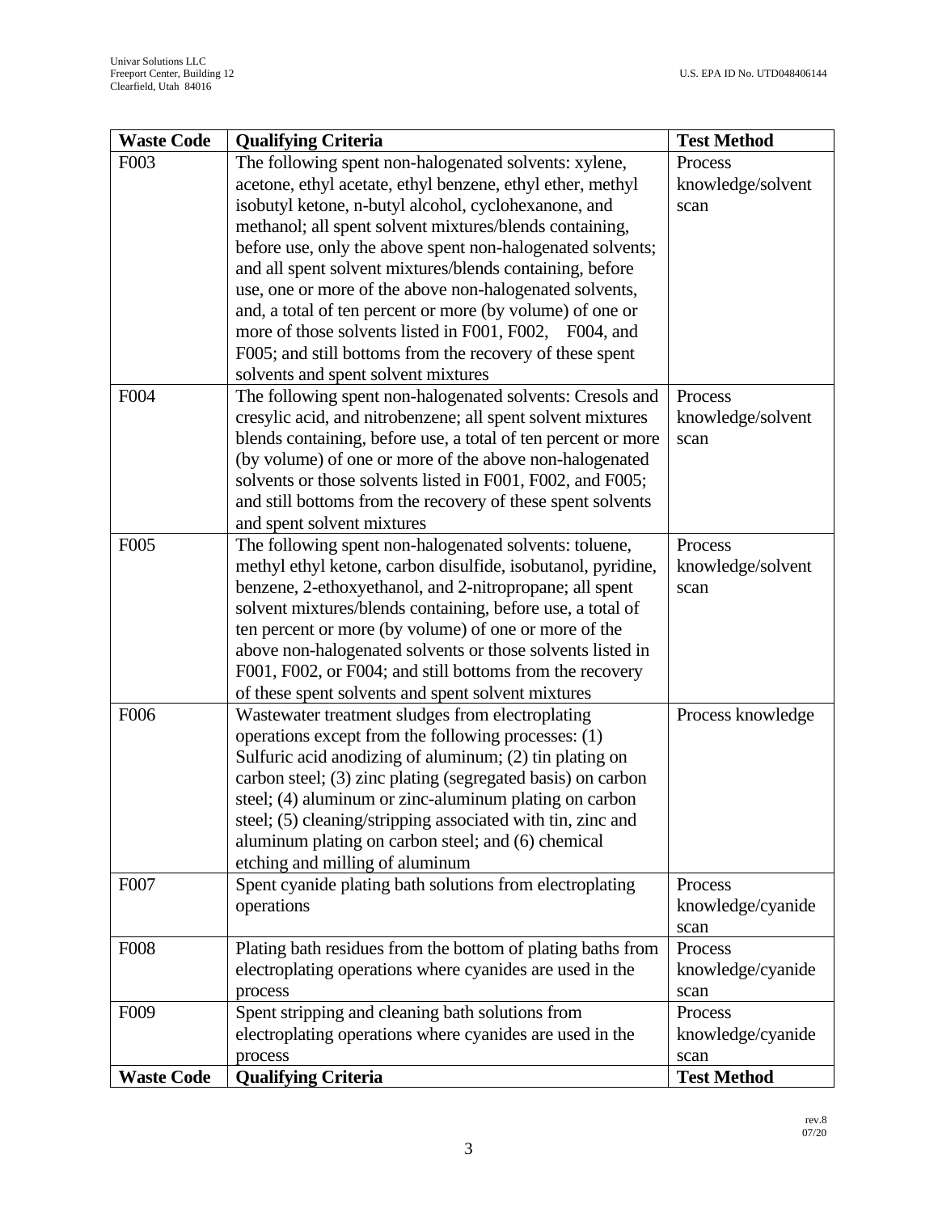| Waste Code | Qualifying Criteria | Test Method |
|---|---|---|
| F003 | The following spent non-halogenated solvents: xylene, acetone, ethyl acetate, ethyl benzene, ethyl ether, methyl isobutyl ketone, n-butyl alcohol, cyclohexanone, and methanol; all spent solvent mixtures/blends containing, before use, only the above spent non-halogenated solvents; and all spent solvent mixtures/blends containing, before use, one or more of the above non-halogenated solvents, and, a total of ten percent or more (by volume) of one or more of those solvents listed in F001, F002, F004, and F005; and still bottoms from the recovery of these spent solvents and spent solvent mixtures | Process knowledge/solvent scan |
| F004 | The following spent non-halogenated solvents: Cresols and cresylic acid, and nitrobenzene; all spent solvent mixtures blends containing, before use, a total of ten percent or more (by volume) of one or more of the above non-halogenated solvents or those solvents listed in F001, F002, and F005; and still bottoms from the recovery of these spent solvents and spent solvent mixtures | Process knowledge/solvent scan |
| F005 | The following spent non-halogenated solvents: toluene, methyl ethyl ketone, carbon disulfide, isobutanol, pyridine, benzene, 2-ethoxyethanol, and 2-nitropropane; all spent solvent mixtures/blends containing, before use, a total of ten percent or more (by volume) of one or more of the above non-halogenated solvents or those solvents listed in F001, F002, or F004; and still bottoms from the recovery of these spent solvents and spent solvent mixtures | Process knowledge/solvent scan |
| F006 | Wastewater treatment sludges from electroplating operations except from the following processes: (1) Sulfuric acid anodizing of aluminum; (2) tin plating on carbon steel; (3) zinc plating (segregated basis) on carbon steel; (4) aluminum or zinc-aluminum plating on carbon steel; (5) cleaning/stripping associated with tin, zinc and aluminum plating on carbon steel; and (6) chemical etching and milling of aluminum | Process knowledge |
| F007 | Spent cyanide plating bath solutions from electroplating operations | Process knowledge/cyanide scan |
| F008 | Plating bath residues from the bottom of plating baths from electroplating operations where cyanides are used in the process | Process knowledge/cyanide scan |
| F009 | Spent stripping and cleaning bath solutions from electroplating operations where cyanides are used in the process | Process knowledge/cyanide scan |
| **Waste Code** | **Qualifying Criteria** | **Test Method** |

rev.8
07/20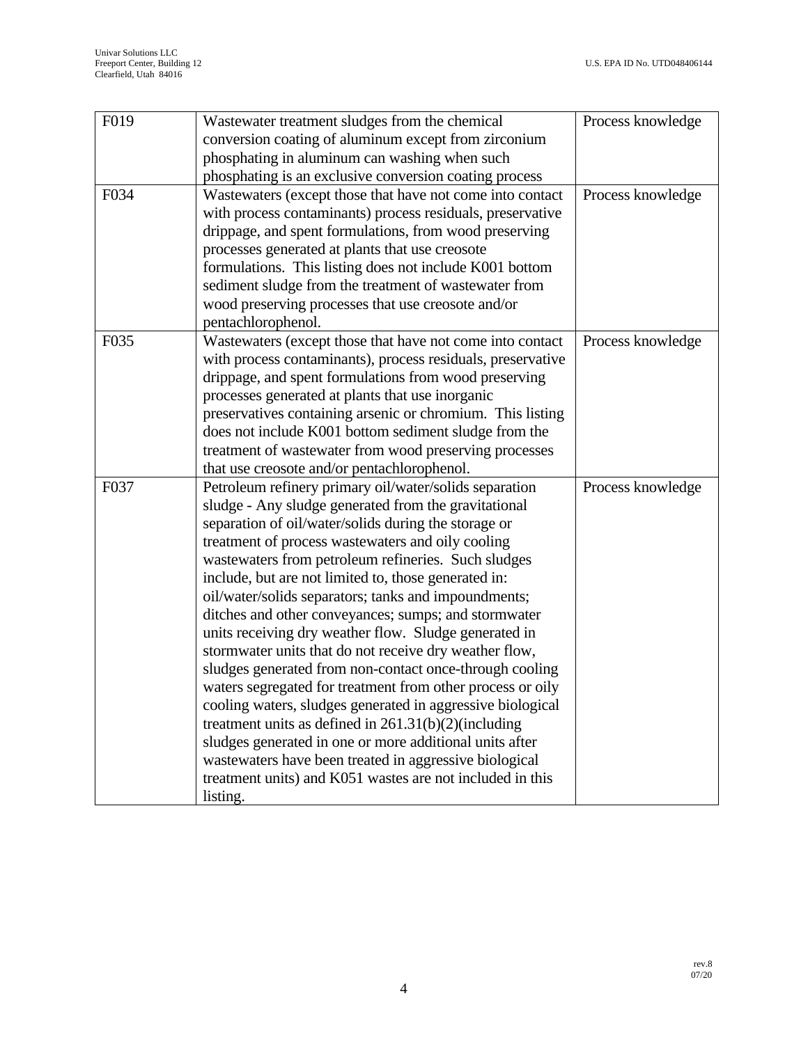| F019 | Wastewater treatment sludges from the chemical conversion coating of aluminum except from zirconium phosphating in aluminum can washing when such phosphating is an exclusive conversion coating process | Process knowledge |
|---|---|---|
| F034 | Wastewaters (except those that have not come into contact with process contaminants) process residuals, preservative drippage, and spent formulations, from wood preserving processes generated at plants that use creosote formulations. This listing does not include K001 bottom sediment sludge from the treatment of wastewater from wood preserving processes that use creosote and/or pentachlorophenol. | Process knowledge |
| F035 | Wastewaters (except those that have not come into contact with process contaminants), process residuals, preservative drippage, and spent formulations from wood preserving processes generated at plants that use inorganic preservatives containing arsenic or chromium. This listing does not include K001 bottom sediment sludge from the treatment of wastewater from wood preserving processes that use creosote and/or pentachlorophenol. | Process knowledge |
| F037 | Petroleum refinery primary oil/water/solids separation sludge - Any sludge generated from the gravitational separation of oil/water/solids during the storage or treatment of process wastewaters and oily cooling wastewaters from petroleum refineries. Such sludges include, but are not limited to, those generated in: oil/water/solids separators; tanks and impoundments; ditches and other conveyances; sumps; and stormwater units receiving dry weather flow. Sludge generated in stormwater units that do not receive dry weather flow, sludges generated from non-contact once-through cooling waters segregated for treatment from other process or oily cooling waters, sludges generated in aggressive biological treatment units as defined in 261.31(b)(2)(including sludges generated in one or more additional units after wastewaters have been treated in aggressive biological treatment units) and K051 wastes are not included in this listing. | Process knowledge |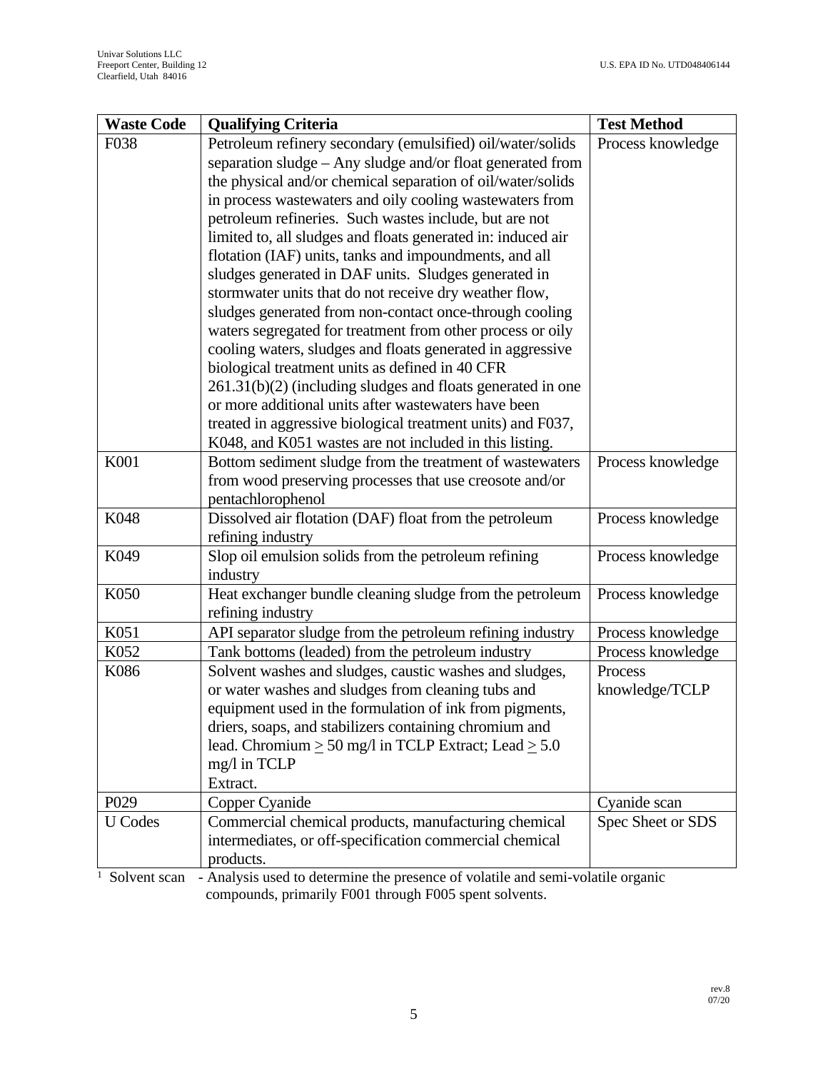| Waste Code | Qualifying Criteria | Test Method |
|---|---|---|
| F038 | Petroleum refinery secondary (emulsified) oil/water/solids separation sludge – Any sludge and/or float generated from the physical and/or chemical separation of oil/water/solids in process wastewaters and oily cooling wastewaters from petroleum refineries. Such wastes include, but are not limited to, all sludges and floats generated in: induced air flotation (IAF) units, tanks and impoundments, and all sludges generated in DAF units. Sludges generated in stormwater units that do not receive dry weather flow, sludges generated from non-contact once-through cooling waters segregated for treatment from other process or oily cooling waters, sludges and floats generated in aggressive biological treatment units as defined in 40 CFR 261.31(b)(2) (including sludges and floats generated in one or more additional units after wastewaters have been treated in aggressive biological treatment units) and F037, K048, and K051 wastes are not included in this listing. | Process knowledge |
| K001 | Bottom sediment sludge from the treatment of wastewaters from wood preserving processes that use creosote and/or pentachlorophenol | Process knowledge |
| K048 | Dissolved air flotation (DAF) float from the petroleum refining industry | Process knowledge |
| K049 | Slop oil emulsion solids from the petroleum refining industry | Process knowledge |
| K050 | Heat exchanger bundle cleaning sludge from the petroleum refining industry | Process knowledge |
| K051 | API separator sludge from the petroleum refining industry | Process knowledge |
| K052 | Tank bottoms (leaded) from the petroleum industry | Process knowledge |
| K086 | Solvent washes and sludges, caustic washes and sludges, or water washes and sludges from cleaning tubs and equipment used in the formulation of ink from pigments, driers, soaps, and stabilizers containing chromium and lead. Chromium $\geq$ 50 mg/l in TCLP Extract; Lead $\geq$ 5.0 mg/l in TCLP Extract. | Process knowledge/TCLP |
| P029 | Copper Cyanide | Cyanide scan |
| U Codes | Commercial chemical products, manufacturing chemical intermediates, or off-specification commercial chemical products. | Spec Sheet or SDS |

[1] Solvent scan - Analysis used to determine the presence of volatile and semi-volatile organic compounds, primarily F001 through F005 spent solvents.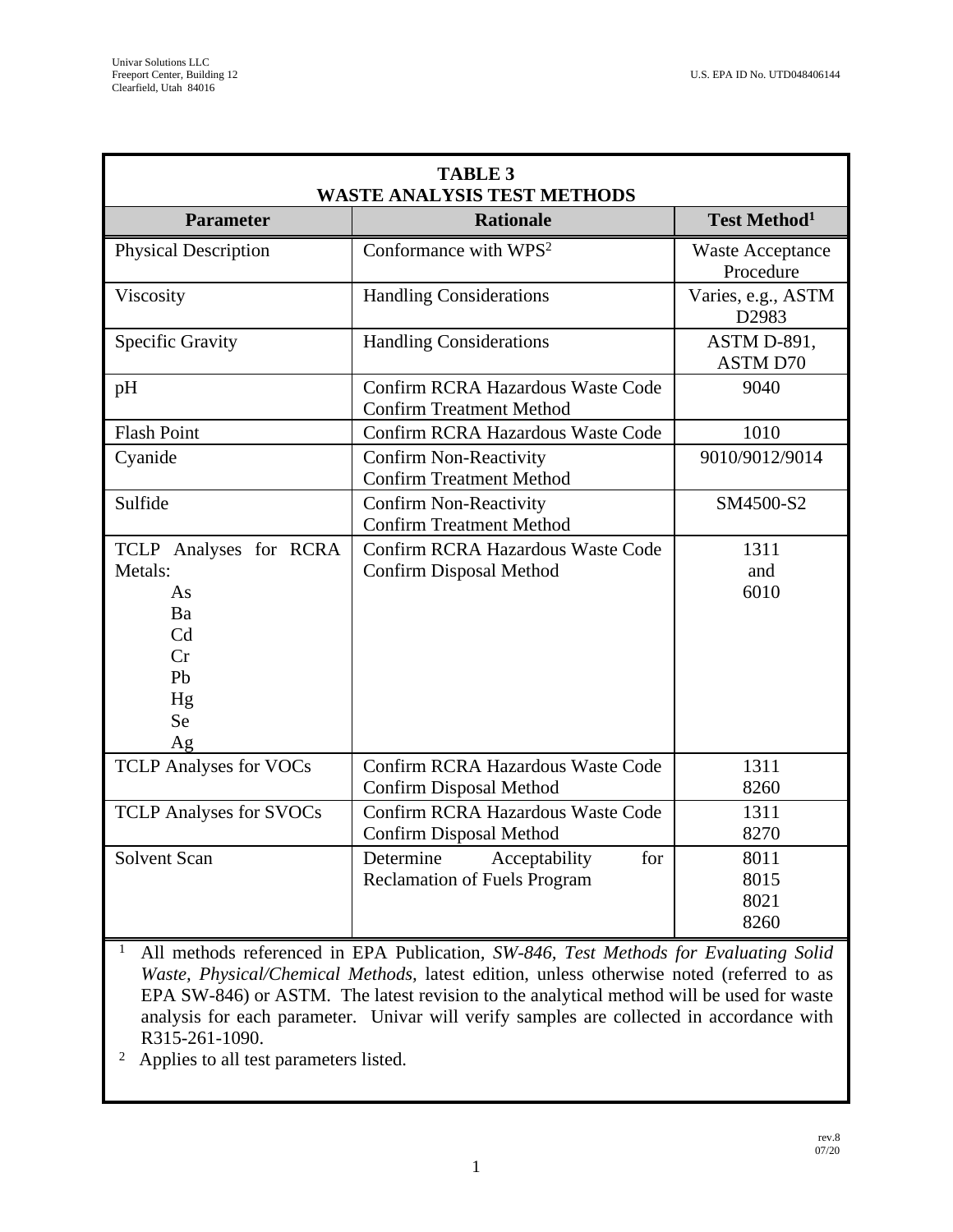**TABLE 3**
**WASTE ANALYSIS TEST METHODS**

| Parameter | Rationale | Test Method[1] |
|---|---|---|
| Physical Description | Conformance with WPS[2] | Waste Acceptance Procedure |
| Viscosity | Handling Considerations | Varies, e.g., ASTM D2983 |
| Specific Gravity | Handling Considerations | ASTM D-891, ASTM D70 |
| pH | Confirm RCRA Hazardous Waste Code<br>Confirm Treatment Method | 9040 |
| Flash Point | Confirm RCRA Hazardous Waste Code | 1010 |
| Cyanide | Confirm Non-Reactivity<br>Confirm Treatment Method | 9010/9012/9014 |
| Sulfide | Confirm Non-Reactivity<br>Confirm Treatment Method | SM4500-S2 |
| TCLP Analyses for RCRA Metals:<br>As<br>Ba<br>Cd<br>Cr<br>Pb<br>Hg<br>Se<br>Ag | Confirm RCRA Hazardous Waste Code<br>Confirm Disposal Method | 1311<br>and<br>6010 |
| TCLP Analyses for VOCs | Confirm RCRA Hazardous Waste Code<br>Confirm Disposal Method | 1311<br>8260 |
| TCLP Analyses for SVOCs | Confirm RCRA Hazardous Waste Code<br>Confirm Disposal Method | 1311<br>8270 |
| Solvent Scan | Determine Acceptability for Reclamation of Fuels Program | 8011<br>8015<br>8021<br>8260 |

[1] All methods referenced in EPA Publication, *SW-846, Test Methods for Evaluating Solid Waste, Physical/Chemical Methods,* latest edition, unless otherwise noted (referred to as EPA SW-846) or ASTM. The latest revision to the analytical method will be used for waste analysis for each parameter. Univar will verify samples are collected in accordance with R315-261-1090.

[2] Applies to all test parameters listed.